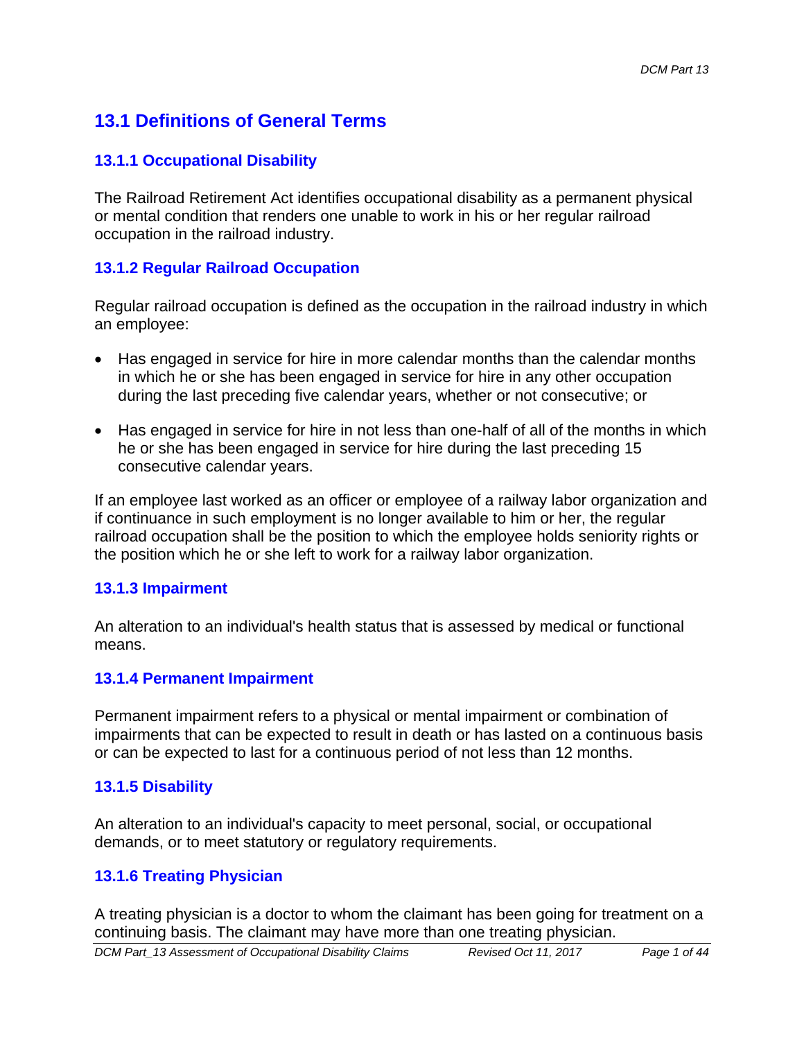## 13.1 Definitions of General Terms

### 13.1.1 Occupational Disability

The Railroad Retirement Act identifies occupational disability as a permanent physical or mental condition that renders one unable to work in his or her regular railroad occupation in the railroad industry.

### 13.1.2 Regular Railroad Occupation

Regular railroad occupation is defined as the occupation in the railroad industry in which an employee:

- Has engaged in service for hire in more calendar months than the calendar months in which he or she has been engaged in service for hire in any other occupation during the last preceding five calendar years, whether or not consecutive; or
- Has engaged in service for hire in not less than one-half of all of the months in which he or she has been engaged in service for hire during the last preceding 15 consecutive calendar years.

If an employee last worked as an officer or employee of a railway labor organization and if continuance in such employment is no longer available to him or her, the regular railroad occupation shall be the position to which the employee holds seniority rights or the position which he or she left to work for a railway labor organization.

### 13.1.3 Impairment

An alteration to an individual's health status that is assessed by medical or functional means.

### 13.1.4 Permanent Impairment

Permanent impairment refers to a physical or mental impairment or combination of impairments that can be expected to result in death or has lasted on a continuous basis or can be expected to last for a continuous period of not less than 12 months.

### 13.1.5 Disability

An alteration to an individual's capacity to meet personal, social, or occupational demands, or to meet statutory or regulatory requirements.

### 13.1.6 Treating Physician

A treating physician is a doctor to whom the claimant has been going for treatment on a continuing basis. The claimant may have more than one treating physician.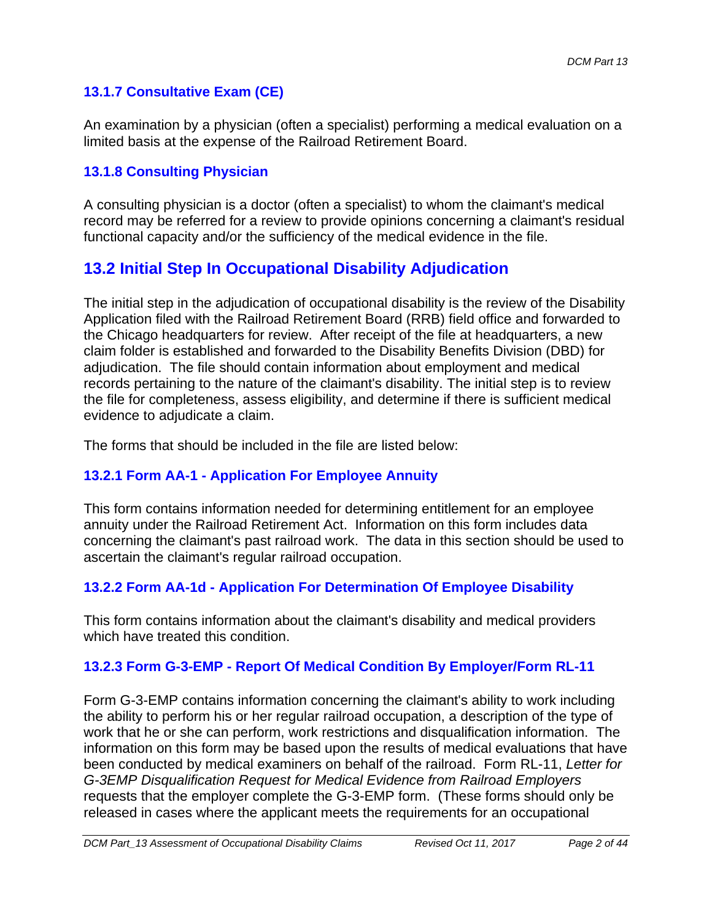### 13.1.7 Consultative Exam (CE)

An examination by a physician (often a specialist) performing a medical evaluation on a limited basis at the expense of the Railroad Retirement Board.

### 13.1.8 Consulting Physician

A consulting physician is a doctor (often a specialist) to whom the claimant's medical record may be referred for a review to provide opinions concerning a claimant's residual functional capacity and/or the sufficiency of the medical evidence in the file.

## 13.2 Initial Step In Occupational Disability Adjudication

The initial step in the adjudication of occupational disability is the review of the Disability Application filed with the Railroad Retirement Board (RRB) field office and forwarded to the Chicago headquarters for review. After receipt of the file at headquarters, a new claim folder is established and forwarded to the Disability Benefits Division (DBD) for adjudication. The file should contain information about employment and medical records pertaining to the nature of the claimant's disability. The initial step is to review the file for completeness, assess eligibility, and determine if there is sufficient medical evidence to adjudicate a claim.

The forms that should be included in the file are listed below:

### 13.2.1 Form AA-1 - Application For Employee Annuity

This form contains information needed for determining entitlement for an employee annuity under the Railroad Retirement Act. Information on this form includes data concerning the claimant's past railroad work. The data in this section should be used to ascertain the claimant's regular railroad occupation.

### 13.2.2 Form AA-1d - Application For Determination Of Employee Disability

This form contains information about the claimant's disability and medical providers which have treated this condition.

### 13.2.3 Form G-3-EMP - Report Of Medical Condition By Employer/Form RL-11

Form G-3-EMP contains information concerning the claimant's ability to work including the ability to perform his or her regular railroad occupation, a description of the type of work that he or she can perform, work restrictions and disqualification information. The information on this form may be based upon the results of medical evaluations that have been conducted by medical examiners on behalf of the railroad. Form RL-11, *Letter for G-3EMP Disqualification Request for Medical Evidence from Railroad Employers* requests that the employer complete the G-3-EMP form. (These forms should only be released in cases where the applicant meets the requirements for an occupational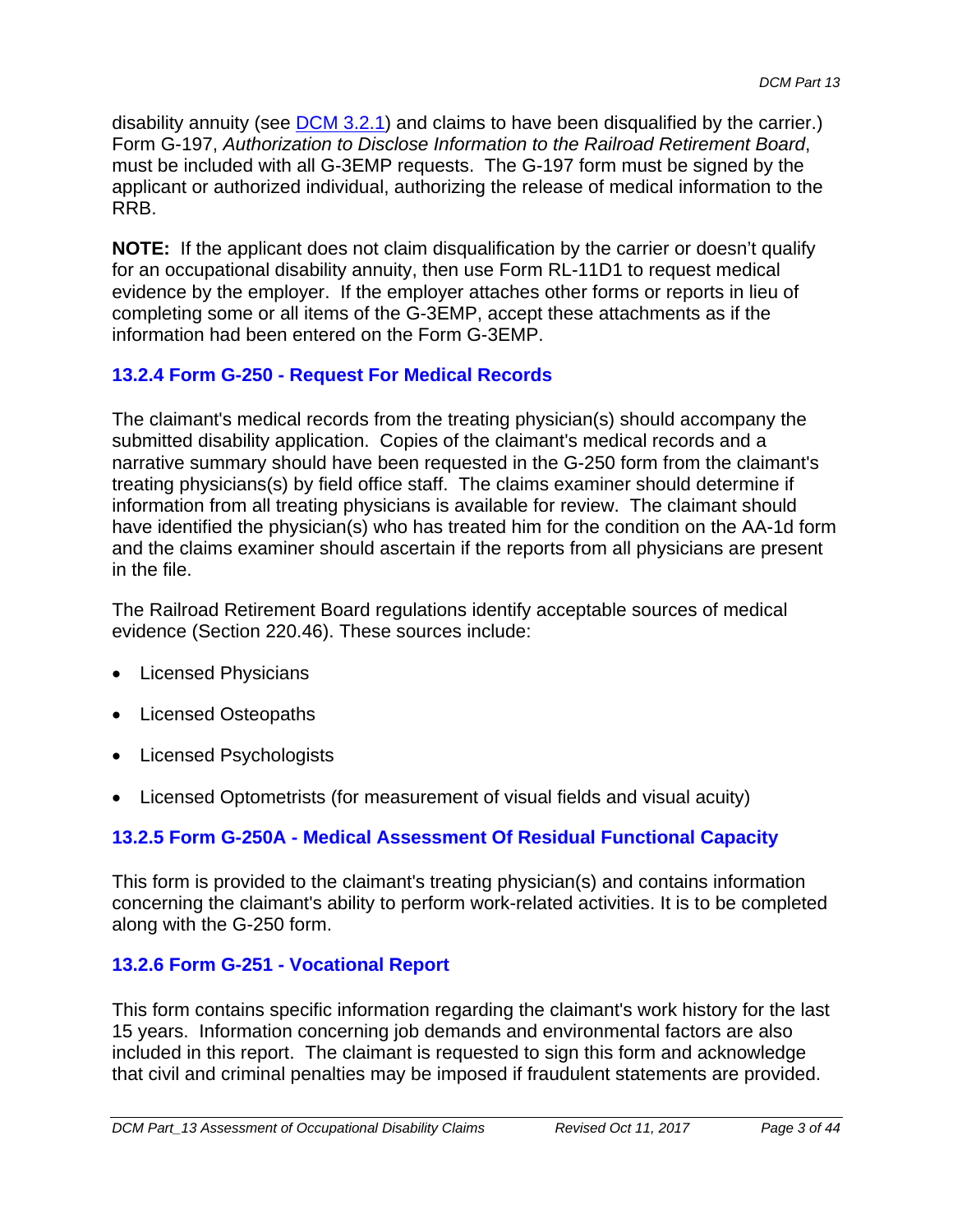disability annuity (see [DCM 3.2.1](DCM 3.2.1)) and claims to have been disqualified by the carrier.) Form G-197, *Authorization to Disclose Information to the Railroad Retirement Board*, must be included with all G-3EMP requests. The G-197 form must be signed by the applicant or authorized individual, authorizing the release of medical information to the RRB.

**NOTE:** If the applicant does not claim disqualification by the carrier or doesn't qualify for an occupational disability annuity, then use Form RL-11D1 to request medical evidence by the employer. If the employer attaches other forms or reports in lieu of completing some or all items of the G-3EMP, accept these attachments as if the information had been entered on the Form G-3EMP.

### 13.2.4 Form G-250 - Request For Medical Records

The claimant's medical records from the treating physician(s) should accompany the submitted disability application. Copies of the claimant's medical records and a narrative summary should have been requested in the G-250 form from the claimant's treating physicians(s) by field office staff. The claims examiner should determine if information from all treating physicians is available for review. The claimant should have identified the physician(s) who has treated him for the condition on the AA-1d form and the claims examiner should ascertain if the reports from all physicians are present in the file.

The Railroad Retirement Board regulations identify acceptable sources of medical evidence (Section 220.46). These sources include:

- Licensed Physicians
- Licensed Osteopaths
- Licensed Psychologists
- Licensed Optometrists (for measurement of visual fields and visual acuity)

### 13.2.5 Form G-250A - Medical Assessment Of Residual Functional Capacity

This form is provided to the claimant's treating physician(s) and contains information concerning the claimant's ability to perform work-related activities. It is to be completed along with the G-250 form.

### 13.2.6 Form G-251 - Vocational Report

This form contains specific information regarding the claimant's work history for the last 15 years. Information concerning job demands and environmental factors are also included in this report. The claimant is requested to sign this form and acknowledge that civil and criminal penalties may be imposed if fraudulent statements are provided.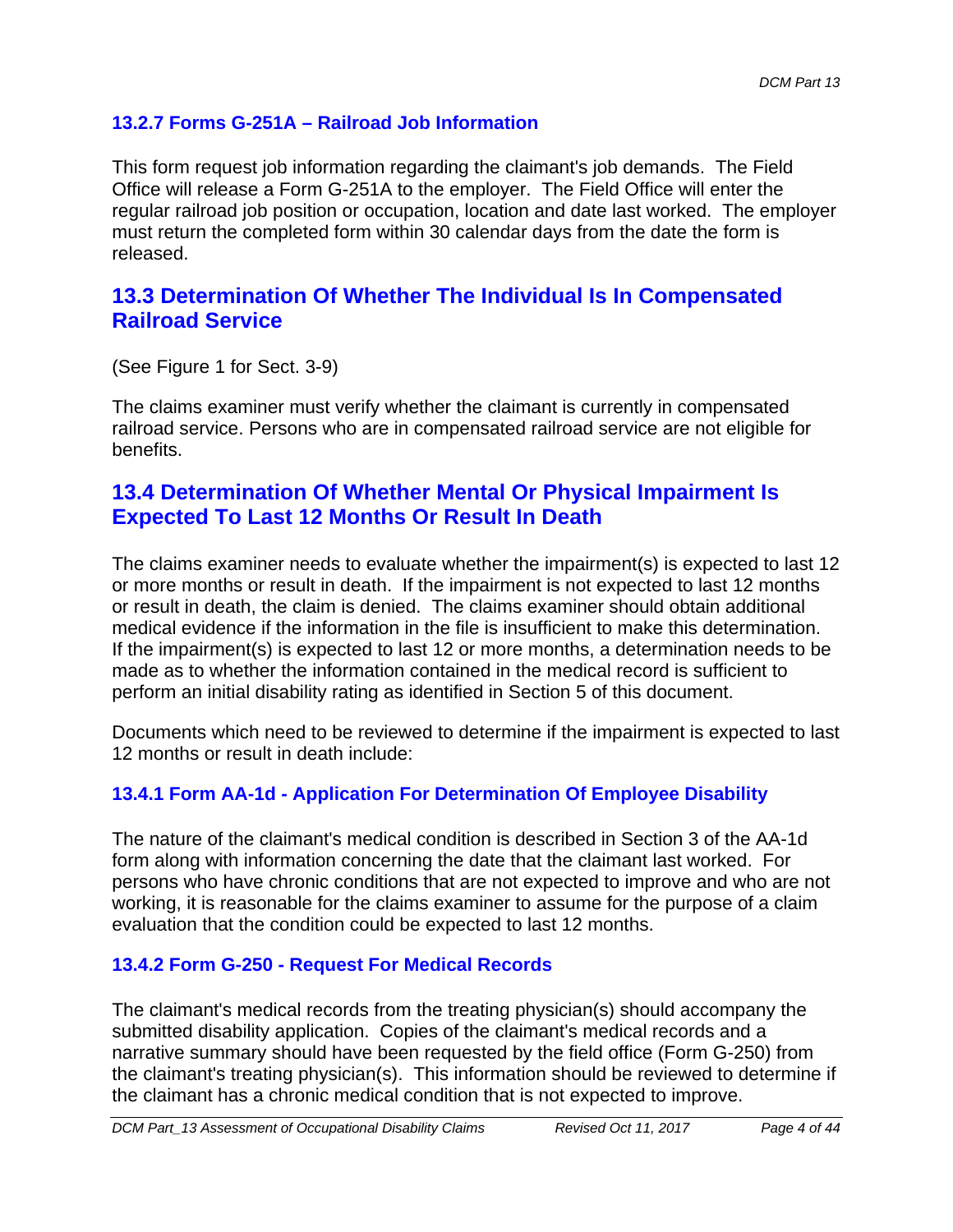### 13.2.7 Forms G-251A – Railroad Job Information

This form request job information regarding the claimant's job demands. The Field Office will release a Form G-251A to the employer. The Field Office will enter the regular railroad job position or occupation, location and date last worked. The employer must return the completed form within 30 calendar days from the date the form is released.

## 13.3 Determination Of Whether The Individual Is In Compensated Railroad Service

(See Figure 1 for Sect. 3-9)

The claims examiner must verify whether the claimant is currently in compensated railroad service. Persons who are in compensated railroad service are not eligible for benefits.

## 13.4 Determination Of Whether Mental Or Physical Impairment Is Expected To Last 12 Months Or Result In Death

The claims examiner needs to evaluate whether the impairment(s) is expected to last 12 or more months or result in death. If the impairment is not expected to last 12 months or result in death, the claim is denied. The claims examiner should obtain additional medical evidence if the information in the file is insufficient to make this determination. If the impairment(s) is expected to last 12 or more months, a determination needs to be made as to whether the information contained in the medical record is sufficient to perform an initial disability rating as identified in Section 5 of this document.

Documents which need to be reviewed to determine if the impairment is expected to last 12 months or result in death include:

### 13.4.1 Form AA-1d - Application For Determination Of Employee Disability

The nature of the claimant's medical condition is described in Section 3 of the AA-1d form along with information concerning the date that the claimant last worked. For persons who have chronic conditions that are not expected to improve and who are not working, it is reasonable for the claims examiner to assume for the purpose of a claim evaluation that the condition could be expected to last 12 months.

### 13.4.2 Form G-250 - Request For Medical Records

The claimant's medical records from the treating physician(s) should accompany the submitted disability application. Copies of the claimant's medical records and a narrative summary should have been requested by the field office (Form G-250) from the claimant's treating physician(s). This information should be reviewed to determine if the claimant has a chronic medical condition that is not expected to improve.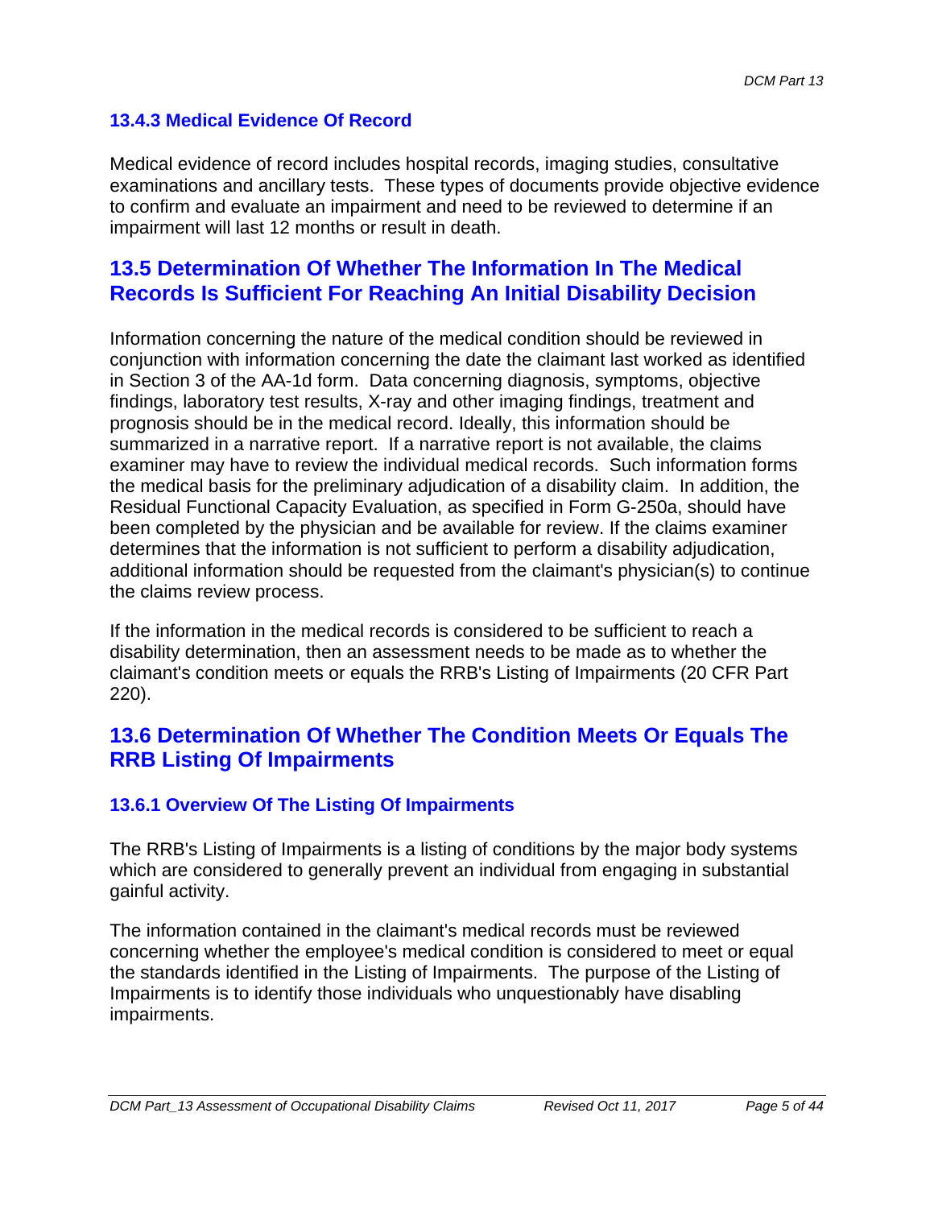### 13.4.3 Medical Evidence Of Record

Medical evidence of record includes hospital records, imaging studies, consultative examinations and ancillary tests. These types of documents provide objective evidence to confirm and evaluate an impairment and need to be reviewed to determine if an impairment will last 12 months or result in death.

## 13.5 Determination Of Whether The Information In The Medical Records Is Sufficient For Reaching An Initial Disability Decision

Information concerning the nature of the medical condition should be reviewed in conjunction with information concerning the date the claimant last worked as identified in Section 3 of the AA-1d form. Data concerning diagnosis, symptoms, objective findings, laboratory test results, X-ray and other imaging findings, treatment and prognosis should be in the medical record. Ideally, this information should be summarized in a narrative report. If a narrative report is not available, the claims examiner may have to review the individual medical records. Such information forms the medical basis for the preliminary adjudication of a disability claim. In addition, the Residual Functional Capacity Evaluation, as specified in Form G-250a, should have been completed by the physician and be available for review. If the claims examiner determines that the information is not sufficient to perform a disability adjudication, additional information should be requested from the claimant's physician(s) to continue the claims review process.

If the information in the medical records is considered to be sufficient to reach a disability determination, then an assessment needs to be made as to whether the claimant's condition meets or equals the RRB's Listing of Impairments (20 CFR Part 220).

## 13.6 Determination Of Whether The Condition Meets Or Equals The RRB Listing Of Impairments

### 13.6.1 Overview Of The Listing Of Impairments

The RRB's Listing of Impairments is a listing of conditions by the major body systems which are considered to generally prevent an individual from engaging in substantial gainful activity.

The information contained in the claimant's medical records must be reviewed concerning whether the employee's medical condition is considered to meet or equal the standards identified in the Listing of Impairments. The purpose of the Listing of Impairments is to identify those individuals who unquestionably have disabling impairments.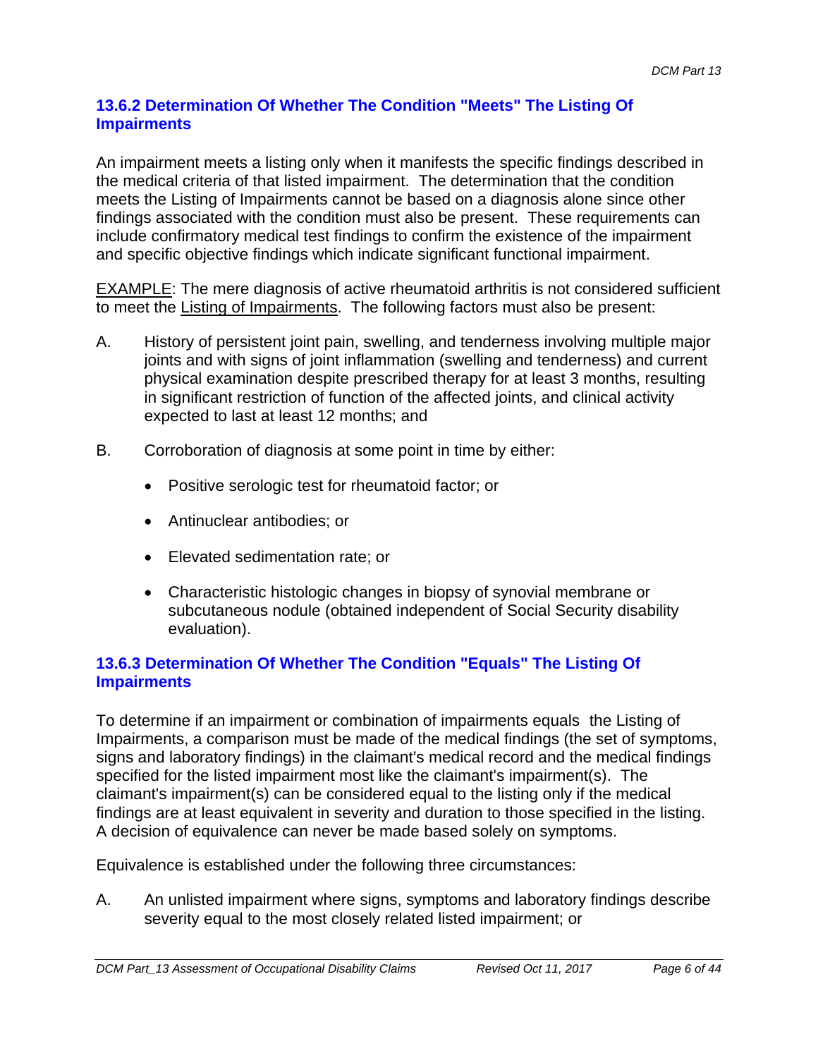### 13.6.2 Determination Of Whether The Condition "Meets" The Listing Of Impairments

An impairment meets a listing only when it manifests the specific findings described in the medical criteria of that listed impairment. The determination that the condition meets the Listing of Impairments cannot be based on a diagnosis alone since other findings associated with the condition must also be present. These requirements can include confirmatory medical test findings to confirm the existence of the impairment and specific objective findings which indicate significant functional impairment.

<u>EXAMPLE</u>: The mere diagnosis of active rheumatoid arthritis is not considered sufficient to meet the <u>Listing of Impairments</u>. The following factors must also be present:

A. History of persistent joint pain, swelling, and tenderness involving multiple major joints and with signs of joint inflammation (swelling and tenderness) and current physical examination despite prescribed therapy for at least 3 months, resulting in significant restriction of function of the affected joints, and clinical activity expected to last at least 12 months; and

B. Corroboration of diagnosis at some point in time by either:

- Positive serologic test for rheumatoid factor; or
- Antinuclear antibodies; or
- Elevated sedimentation rate; or
- Characteristic histologic changes in biopsy of synovial membrane or subcutaneous nodule (obtained independent of Social Security disability evaluation).

### 13.6.3 Determination Of Whether The Condition "Equals" The Listing Of Impairments

To determine if an impairment or combination of impairments equals the Listing of Impairments, a comparison must be made of the medical findings (the set of symptoms, signs and laboratory findings) in the claimant's medical record and the medical findings specified for the listed impairment most like the claimant's impairment(s). The claimant's impairment(s) can be considered equal to the listing only if the medical findings are at least equivalent in severity and duration to those specified in the listing. A decision of equivalence can never be made based solely on symptoms.

Equivalence is established under the following three circumstances:

A. An unlisted impairment where signs, symptoms and laboratory findings describe severity equal to the most closely related listed impairment; or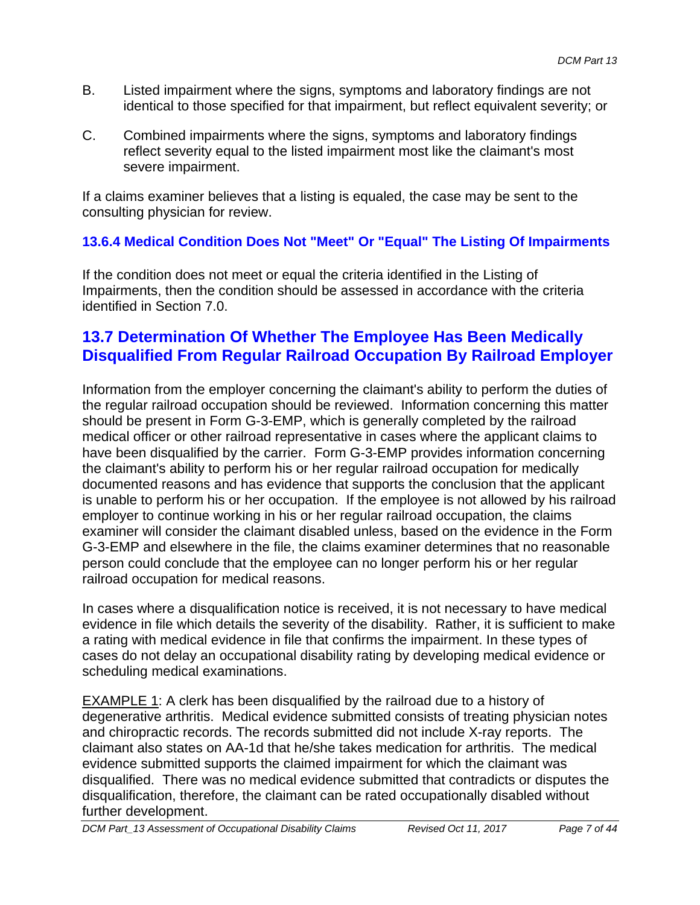B. Listed impairment where the signs, symptoms and laboratory findings are not identical to those specified for that impairment, but reflect equivalent severity; or

C. Combined impairments where the signs, symptoms and laboratory findings reflect severity equal to the listed impairment most like the claimant's most severe impairment.

If a claims examiner believes that a listing is equaled, the case may be sent to the consulting physician for review.

### 13.6.4 Medical Condition Does Not "Meet" Or "Equal" The Listing Of Impairments

If the condition does not meet or equal the criteria identified in the Listing of Impairments, then the condition should be assessed in accordance with the criteria identified in Section 7.0.

## 13.7 Determination Of Whether The Employee Has Been Medically Disqualified From Regular Railroad Occupation By Railroad Employer

Information from the employer concerning the claimant's ability to perform the duties of the regular railroad occupation should be reviewed. Information concerning this matter should be present in Form G-3-EMP, which is generally completed by the railroad medical officer or other railroad representative in cases where the applicant claims to have been disqualified by the carrier. Form G-3-EMP provides information concerning the claimant's ability to perform his or her regular railroad occupation for medically documented reasons and has evidence that supports the conclusion that the applicant is unable to perform his or her occupation. If the employee is not allowed by his railroad employer to continue working in his or her regular railroad occupation, the claims examiner will consider the claimant disabled unless, based on the evidence in the Form G-3-EMP and elsewhere in the file, the claims examiner determines that no reasonable person could conclude that the employee can no longer perform his or her regular railroad occupation for medical reasons.

In cases where a disqualification notice is received, it is not necessary to have medical evidence in file which details the severity of the disability. Rather, it is sufficient to make a rating with medical evidence in file that confirms the impairment. In these types of cases do not delay an occupational disability rating by developing medical evidence or scheduling medical examinations.

EXAMPLE 1: A clerk has been disqualified by the railroad due to a history of degenerative arthritis. Medical evidence submitted consists of treating physician notes and chiropractic records. The records submitted did not include X-ray reports. The claimant also states on AA-1d that he/she takes medication for arthritis. The medical evidence submitted supports the claimed impairment for which the claimant was disqualified. There was no medical evidence submitted that contradicts or disputes the disqualification, therefore, the claimant can be rated occupationally disabled without further development.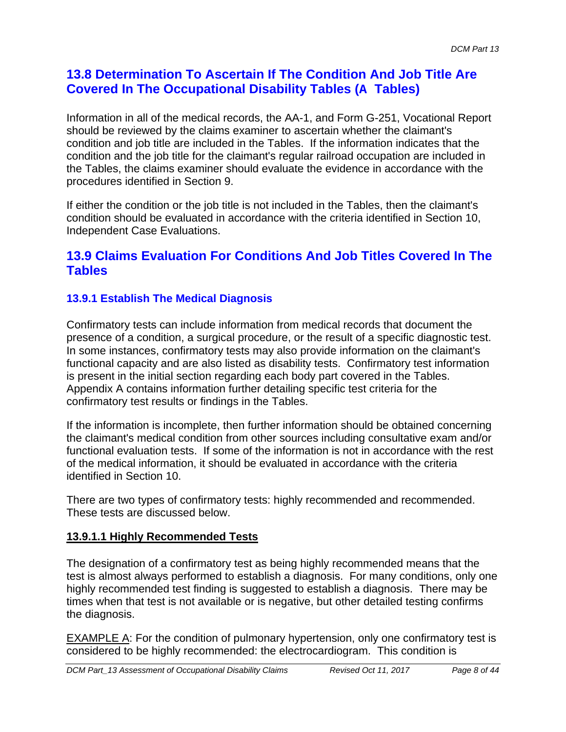## 13.8 Determination To Ascertain If The Condition And Job Title Are Covered In The Occupational Disability Tables (A Tables)

Information in all of the medical records, the AA-1, and Form G-251, Vocational Report should be reviewed by the claims examiner to ascertain whether the claimant's condition and job title are included in the Tables. If the information indicates that the condition and the job title for the claimant's regular railroad occupation are included in the Tables, the claims examiner should evaluate the evidence in accordance with the procedures identified in Section 9.

If either the condition or the job title is not included in the Tables, then the claimant's condition should be evaluated in accordance with the criteria identified in Section 10, Independent Case Evaluations.

## 13.9 Claims Evaluation For Conditions And Job Titles Covered In The Tables

### 13.9.1 Establish The Medical Diagnosis

Confirmatory tests can include information from medical records that document the presence of a condition, a surgical procedure, or the result of a specific diagnostic test. In some instances, confirmatory tests may also provide information on the claimant's functional capacity and are also listed as disability tests. Confirmatory test information is present in the initial section regarding each body part covered in the Tables. Appendix A contains information further detailing specific test criteria for the confirmatory test results or findings in the Tables.

If the information is incomplete, then further information should be obtained concerning the claimant's medical condition from other sources including consultative exam and/or functional evaluation tests. If some of the information is not in accordance with the rest of the medical information, it should be evaluated in accordance with the criteria identified in Section 10.

There are two types of confirmatory tests: highly recommended and recommended. These tests are discussed below.

#### 13.9.1.1 Highly Recommended Tests

The designation of a confirmatory test as being highly recommended means that the test is almost always performed to establish a diagnosis. For many conditions, only one highly recommended test finding is suggested to establish a diagnosis. There may be times when that test is not available or is negative, but other detailed testing confirms the diagnosis.

EXAMPLE A: For the condition of pulmonary hypertension, only one confirmatory test is considered to be highly recommended: the electrocardiogram. This condition is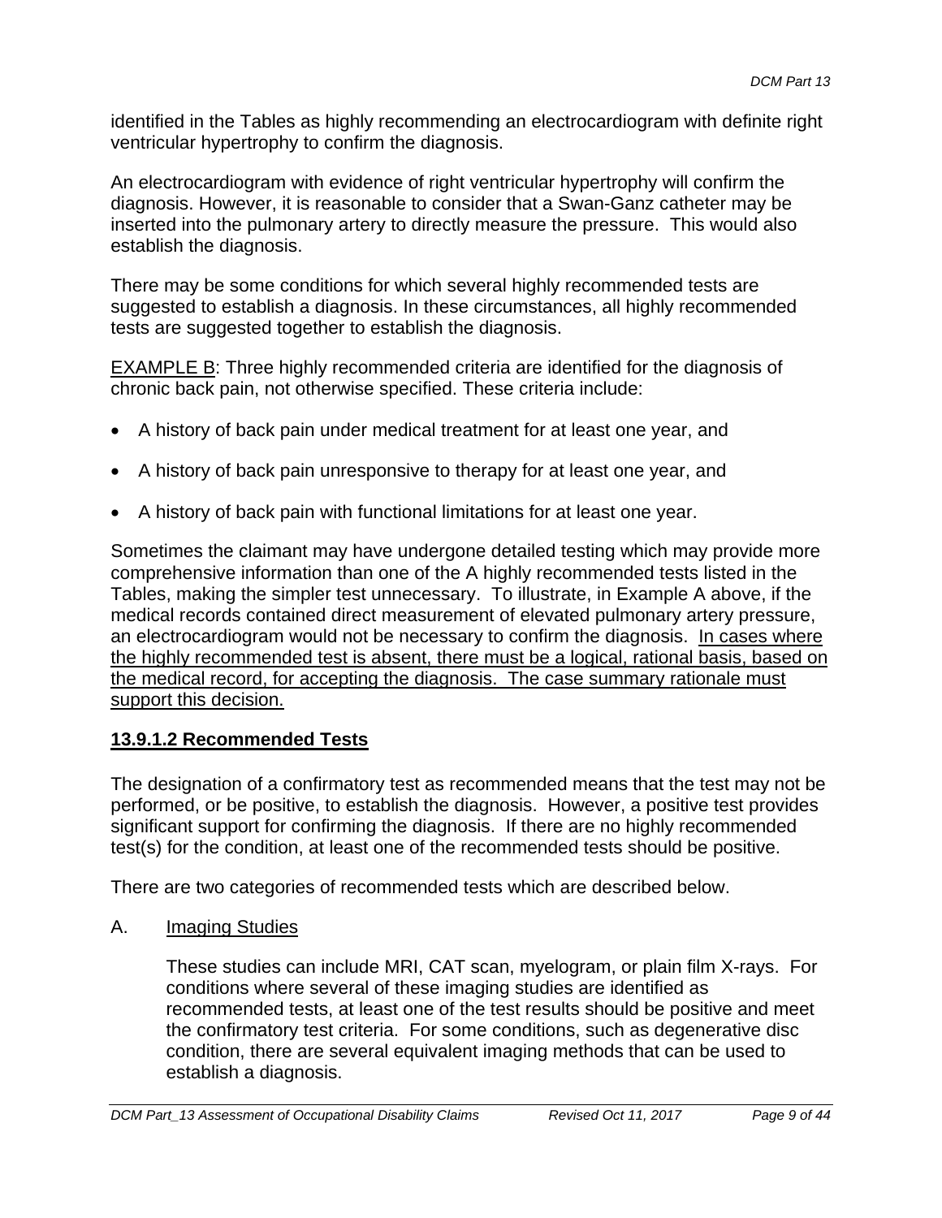identified in the Tables as highly recommending an electrocardiogram with definite right ventricular hypertrophy to confirm the diagnosis.

An electrocardiogram with evidence of right ventricular hypertrophy will confirm the diagnosis. However, it is reasonable to consider that a Swan-Ganz catheter may be inserted into the pulmonary artery to directly measure the pressure. This would also establish the diagnosis.

There may be some conditions for which several highly recommended tests are suggested to establish a diagnosis. In these circumstances, all highly recommended tests are suggested together to establish the diagnosis.

<u>EXAMPLE B</u>: Three highly recommended criteria are identified for the diagnosis of chronic back pain, not otherwise specified. These criteria include:

- A history of back pain under medical treatment for at least one year, and
- A history of back pain unresponsive to therapy for at least one year, and
- A history of back pain with functional limitations for at least one year.

Sometimes the claimant may have undergone detailed testing which may provide more comprehensive information than one of the A highly recommended tests listed in the Tables, making the simpler test unnecessary. To illustrate, in Example A above, if the medical records contained direct measurement of elevated pulmonary artery pressure, an electrocardiogram would not be necessary to confirm the diagnosis. <u>In cases where the highly recommended test is absent, there must be a logical, rational basis, based on the medical record, for accepting the diagnosis. The case summary rationale must support this decision.</u>

### 13.9.1.2 Recommended Tests

The designation of a confirmatory test as recommended means that the test may not be performed, or be positive, to establish the diagnosis. However, a positive test provides significant support for confirming the diagnosis. If there are no highly recommended test(s) for the condition, at least one of the recommended tests should be positive.

There are two categories of recommended tests which are described below.

A. <u>Imaging Studies</u>

These studies can include MRI, CAT scan, myelogram, or plain film X-rays. For conditions where several of these imaging studies are identified as recommended tests, at least one of the test results should be positive and meet the confirmatory test criteria. For some conditions, such as degenerative disc condition, there are several equivalent imaging methods that can be used to establish a diagnosis.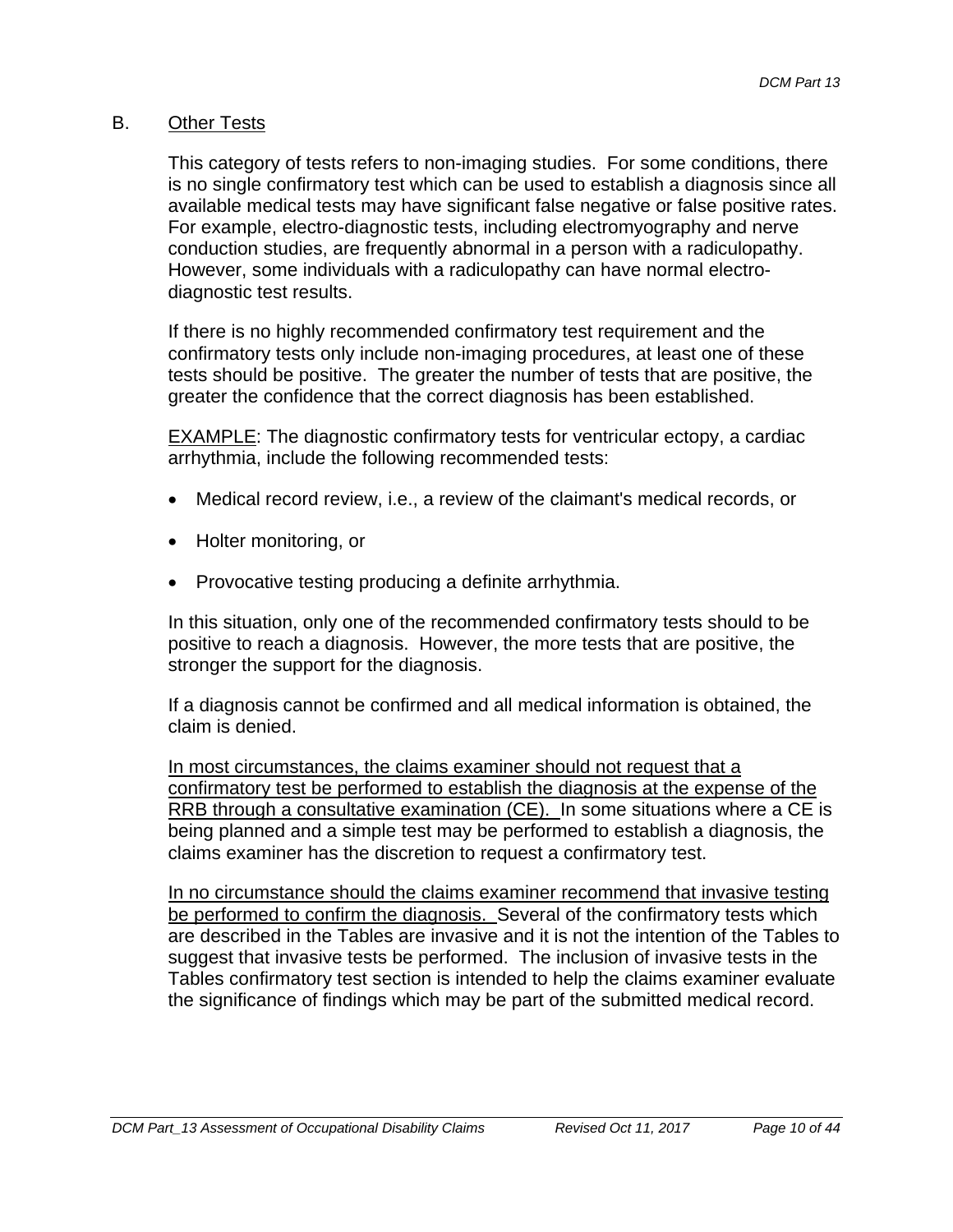## B. Other Tests

This category of tests refers to non-imaging studies. For some conditions, there is no single confirmatory test which can be used to establish a diagnosis since all available medical tests may have significant false negative or false positive rates. For example, electro-diagnostic tests, including electromyography and nerve conduction studies, are frequently abnormal in a person with a radiculopathy. However, some individuals with a radiculopathy can have normal electro-diagnostic test results.

If there is no highly recommended confirmatory test requirement and the confirmatory tests only include non-imaging procedures, at least one of these tests should be positive. The greater the number of tests that are positive, the greater the confidence that the correct diagnosis has been established.

<u>EXAMPLE</u>: The diagnostic confirmatory tests for ventricular ectopy, a cardiac arrhythmia, include the following recommended tests:

- Medical record review, i.e., a review of the claimant's medical records, or
- Holter monitoring, or
- Provocative testing producing a definite arrhythmia.

In this situation, only one of the recommended confirmatory tests should to be positive to reach a diagnosis. However, the more tests that are positive, the stronger the support for the diagnosis.

If a diagnosis cannot be confirmed and all medical information is obtained, the claim is denied.

<u>In most circumstances, the claims examiner should not request that a confirmatory test be performed to establish the diagnosis at the expense of the RRB through a consultative examination (CE).</u> In some situations where a CE is being planned and a simple test may be performed to establish a diagnosis, the claims examiner has the discretion to request a confirmatory test.

<u>In no circumstance should the claims examiner recommend that invasive testing be performed to confirm the diagnosis.</u> Several of the confirmatory tests which are described in the Tables are invasive and it is not the intention of the Tables to suggest that invasive tests be performed. The inclusion of invasive tests in the Tables confirmatory test section is intended to help the claims examiner evaluate the significance of findings which may be part of the submitted medical record.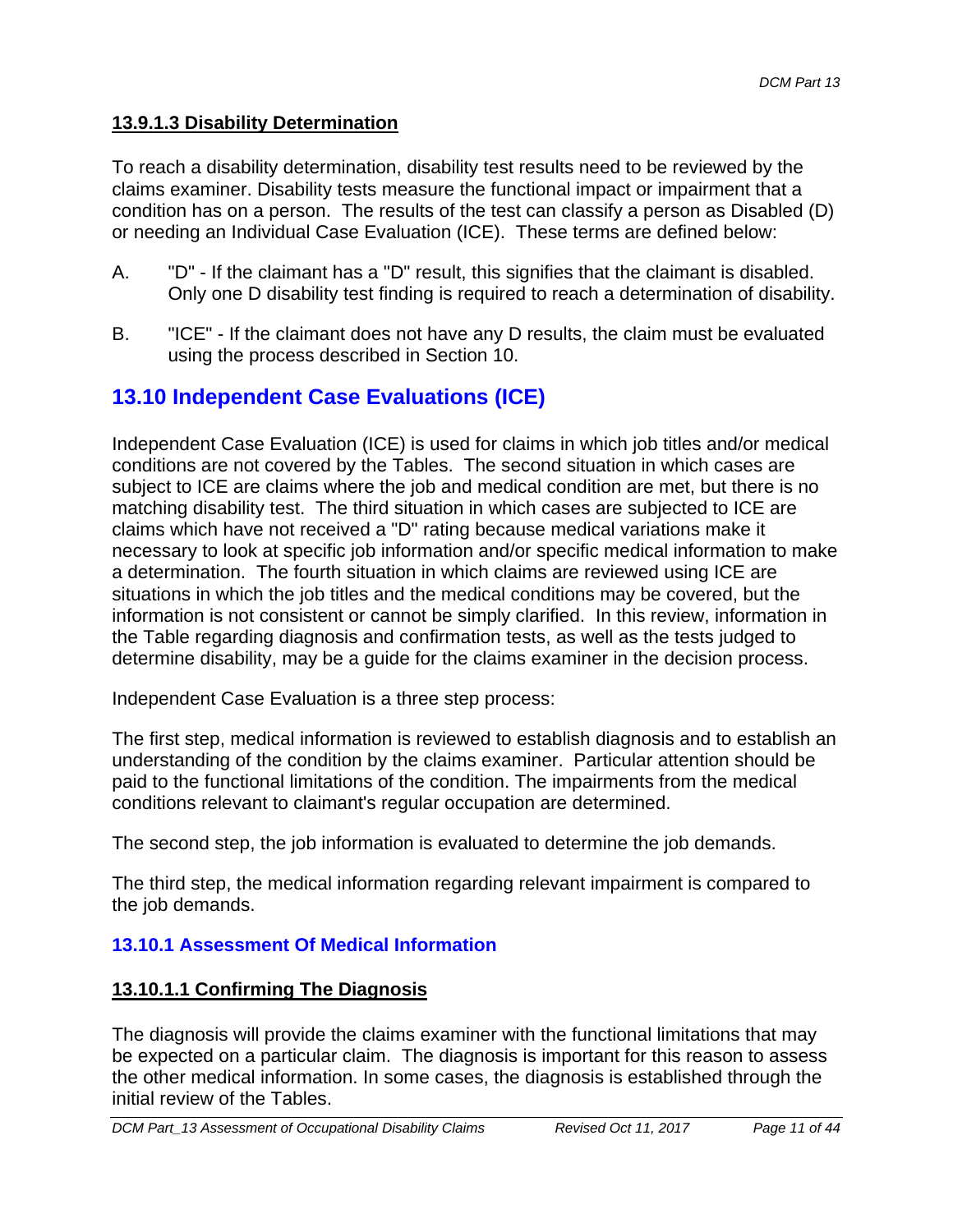#### 13.9.1.3 Disability Determination

To reach a disability determination, disability test results need to be reviewed by the claims examiner. Disability tests measure the functional impact or impairment that a condition has on a person. The results of the test can classify a person as Disabled (D) or needing an Individual Case Evaluation (ICE). These terms are defined below:

A. "D" - If the claimant has a "D" result, this signifies that the claimant is disabled. Only one D disability test finding is required to reach a determination of disability.

B. "ICE" - If the claimant does not have any D results, the claim must be evaluated using the process described in Section 10.

## 13.10 Independent Case Evaluations (ICE)

Independent Case Evaluation (ICE) is used for claims in which job titles and/or medical conditions are not covered by the Tables. The second situation in which cases are subject to ICE are claims where the job and medical condition are met, but there is no matching disability test. The third situation in which cases are subjected to ICE are claims which have not received a "D" rating because medical variations make it necessary to look at specific job information and/or specific medical information to make a determination. The fourth situation in which claims are reviewed using ICE are situations in which the job titles and the medical conditions may be covered, but the information is not consistent or cannot be simply clarified. In this review, information in the Table regarding diagnosis and confirmation tests, as well as the tests judged to determine disability, may be a guide for the claims examiner in the decision process.

Independent Case Evaluation is a three step process:

The first step, medical information is reviewed to establish diagnosis and to establish an understanding of the condition by the claims examiner. Particular attention should be paid to the functional limitations of the condition. The impairments from the medical conditions relevant to claimant's regular occupation are determined.

The second step, the job information is evaluated to determine the job demands.

The third step, the medical information regarding relevant impairment is compared to the job demands.

### 13.10.1 Assessment Of Medical Information

#### 13.10.1.1 Confirming The Diagnosis

The diagnosis will provide the claims examiner with the functional limitations that may be expected on a particular claim. The diagnosis is important for this reason to assess the other medical information. In some cases, the diagnosis is established through the initial review of the Tables.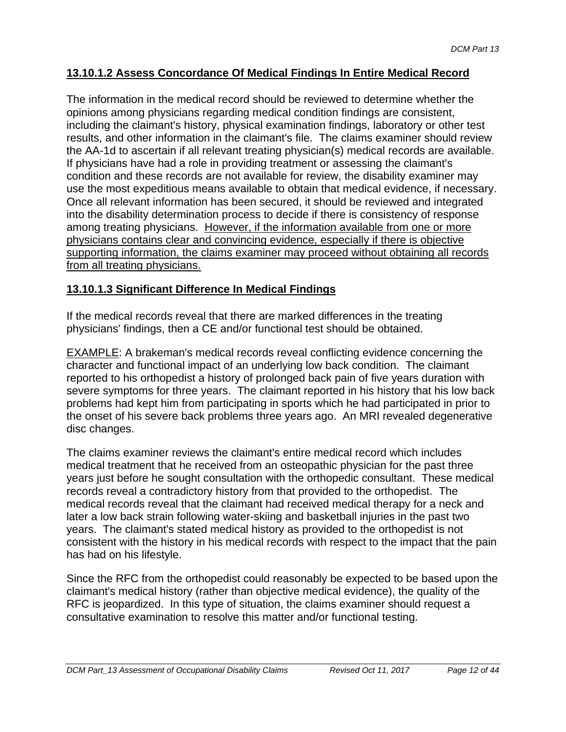### 13.10.1.2 Assess Concordance Of Medical Findings In Entire Medical Record

The information in the medical record should be reviewed to determine whether the opinions among physicians regarding medical condition findings are consistent, including the claimant's history, physical examination findings, laboratory or other test results, and other information in the claimant's file. The claims examiner should review the AA-1d to ascertain if all relevant treating physician(s) medical records are available. If physicians have had a role in providing treatment or assessing the claimant's condition and these records are not available for review, the disability examiner may use the most expeditious means available to obtain that medical evidence, if necessary. Once all relevant information has been secured, it should be reviewed and integrated into the disability determination process to decide if there is consistency of response among treating physicians. <u>However, if the information available from one or more physicians contains clear and convincing evidence, especially if there is objective supporting information, the claims examiner may proceed without obtaining all records from all treating physicians.</u>

### 13.10.1.3 Significant Difference In Medical Findings

If the medical records reveal that there are marked differences in the treating physicians' findings, then a CE and/or functional test should be obtained.

<u>EXAMPLE</u>: A brakeman's medical records reveal conflicting evidence concerning the character and functional impact of an underlying low back condition. The claimant reported to his orthopedist a history of prolonged back pain of five years duration with severe symptoms for three years. The claimant reported in his history that his low back problems had kept him from participating in sports which he had participated in prior to the onset of his severe back problems three years ago. An MRI revealed degenerative disc changes.

The claims examiner reviews the claimant's entire medical record which includes medical treatment that he received from an osteopathic physician for the past three years just before he sought consultation with the orthopedic consultant. These medical records reveal a contradictory history from that provided to the orthopedist. The medical records reveal that the claimant had received medical therapy for a neck and later a low back strain following water-skiing and basketball injuries in the past two years. The claimant's stated medical history as provided to the orthopedist is not consistent with the history in his medical records with respect to the impact that the pain has had on his lifestyle.

Since the RFC from the orthopedist could reasonably be expected to be based upon the claimant's medical history (rather than objective medical evidence), the quality of the RFC is jeopardized. In this type of situation, the claims examiner should request a consultative examination to resolve this matter and/or functional testing.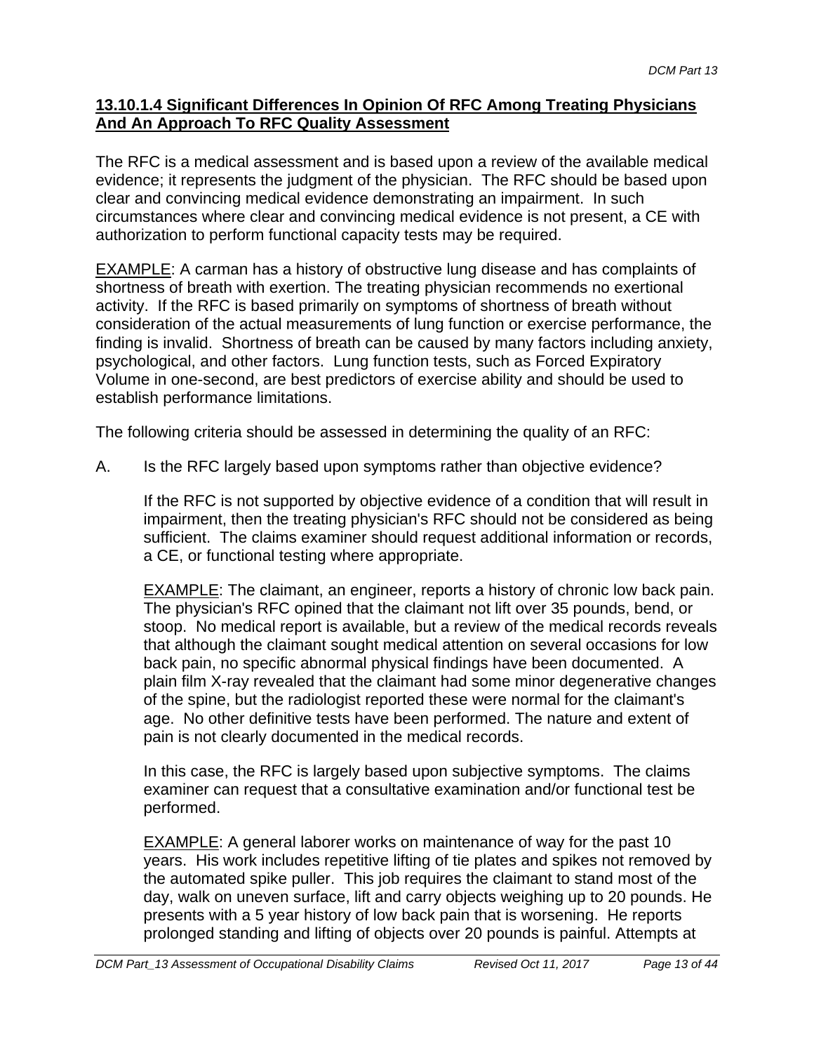#### 13.10.1.4 Significant Differences In Opinion Of RFC Among Treating Physicians And An Approach To RFC Quality Assessment

The RFC is a medical assessment and is based upon a review of the available medical evidence; it represents the judgment of the physician. The RFC should be based upon clear and convincing medical evidence demonstrating an impairment. In such circumstances where clear and convincing medical evidence is not present, a CE with authorization to perform functional capacity tests may be required.

<u>EXAMPLE</u>: A carman has a history of obstructive lung disease and has complaints of shortness of breath with exertion. The treating physician recommends no exertional activity. If the RFC is based primarily on symptoms of shortness of breath without consideration of the actual measurements of lung function or exercise performance, the finding is invalid. Shortness of breath can be caused by many factors including anxiety, psychological, and other factors. Lung function tests, such as Forced Expiratory Volume in one-second, are best predictors of exercise ability and should be used to establish performance limitations.

The following criteria should be assessed in determining the quality of an RFC:

A. Is the RFC largely based upon symptoms rather than objective evidence?

   If the RFC is not supported by objective evidence of a condition that will result in impairment, then the treating physician's RFC should not be considered as being sufficient. The claims examiner should request additional information or records, a CE, or functional testing where appropriate.

   <u>EXAMPLE</u>: The claimant, an engineer, reports a history of chronic low back pain. The physician's RFC opined that the claimant not lift over 35 pounds, bend, or stoop. No medical report is available, but a review of the medical records reveals that although the claimant sought medical attention on several occasions for low back pain, no specific abnormal physical findings have been documented. A plain film X-ray revealed that the claimant had some minor degenerative changes of the spine, but the radiologist reported these were normal for the claimant's age. No other definitive tests have been performed. The nature and extent of pain is not clearly documented in the medical records.

   In this case, the RFC is largely based upon subjective symptoms. The claims examiner can request that a consultative examination and/or functional test be performed.

   <u>EXAMPLE</u>: A general laborer works on maintenance of way for the past 10 years. His work includes repetitive lifting of tie plates and spikes not removed by the automated spike puller. This job requires the claimant to stand most of the day, walk on uneven surface, lift and carry objects weighing up to 20 pounds. He presents with a 5 year history of low back pain that is worsening. He reports prolonged standing and lifting of objects over 20 pounds is painful. Attempts at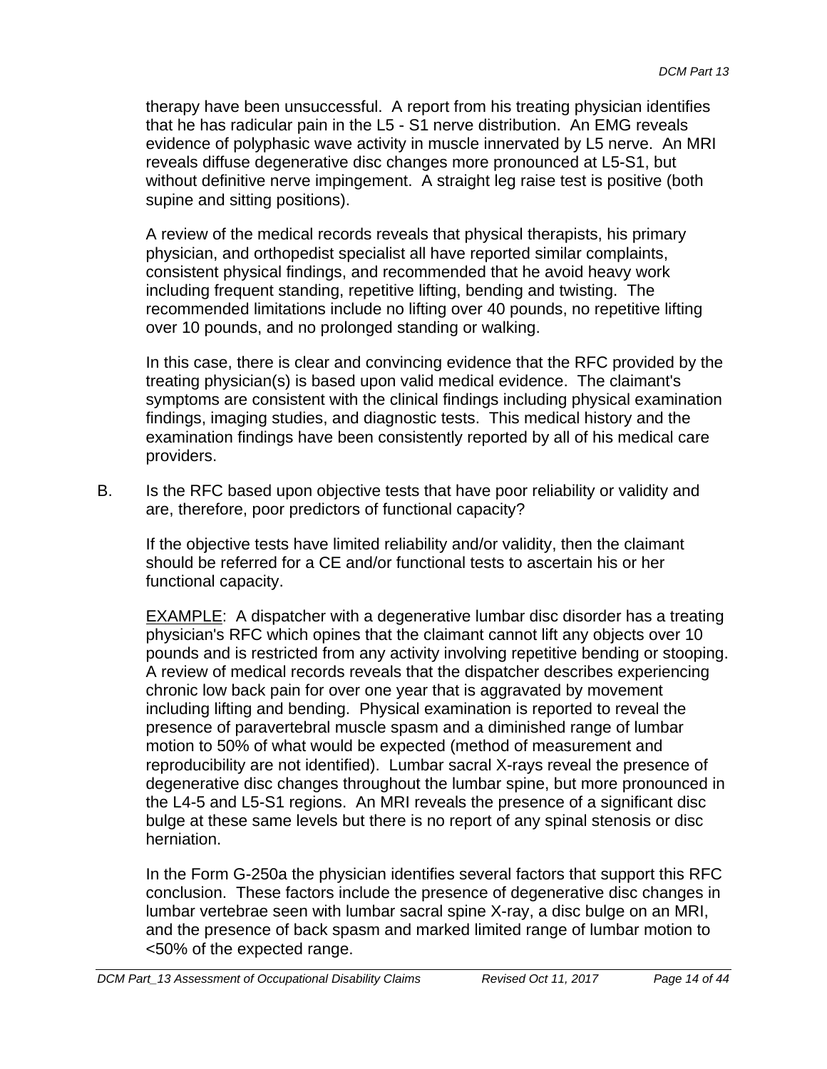therapy have been unsuccessful. A report from his treating physician identifies that he has radicular pain in the L5 - S1 nerve distribution. An EMG reveals evidence of polyphasic wave activity in muscle innervated by L5 nerve. An MRI reveals diffuse degenerative disc changes more pronounced at L5-S1, but without definitive nerve impingement. A straight leg raise test is positive (both supine and sitting positions).

A review of the medical records reveals that physical therapists, his primary physician, and orthopedist specialist all have reported similar complaints, consistent physical findings, and recommended that he avoid heavy work including frequent standing, repetitive lifting, bending and twisting. The recommended limitations include no lifting over 40 pounds, no repetitive lifting over 10 pounds, and no prolonged standing or walking.

In this case, there is clear and convincing evidence that the RFC provided by the treating physician(s) is based upon valid medical evidence. The claimant's symptoms are consistent with the clinical findings including physical examination findings, imaging studies, and diagnostic tests. This medical history and the examination findings have been consistently reported by all of his medical care providers.

B. Is the RFC based upon objective tests that have poor reliability or validity and are, therefore, poor predictors of functional capacity?

If the objective tests have limited reliability and/or validity, then the claimant should be referred for a CE and/or functional tests to ascertain his or her functional capacity.

EXAMPLE: A dispatcher with a degenerative lumbar disc disorder has a treating physician's RFC which opines that the claimant cannot lift any objects over 10 pounds and is restricted from any activity involving repetitive bending or stooping. A review of medical records reveals that the dispatcher describes experiencing chronic low back pain for over one year that is aggravated by movement including lifting and bending. Physical examination is reported to reveal the presence of paravertebral muscle spasm and a diminished range of lumbar motion to 50% of what would be expected (method of measurement and reproducibility are not identified). Lumbar sacral X-rays reveal the presence of degenerative disc changes throughout the lumbar spine, but more pronounced in the L4-5 and L5-S1 regions. An MRI reveals the presence of a significant disc bulge at these same levels but there is no report of any spinal stenosis or disc herniation.

In the Form G-250a the physician identifies several factors that support this RFC conclusion. These factors include the presence of degenerative disc changes in lumbar vertebrae seen with lumbar sacral spine X-ray, a disc bulge on an MRI, and the presence of back spasm and marked limited range of lumbar motion to <50% of the expected range.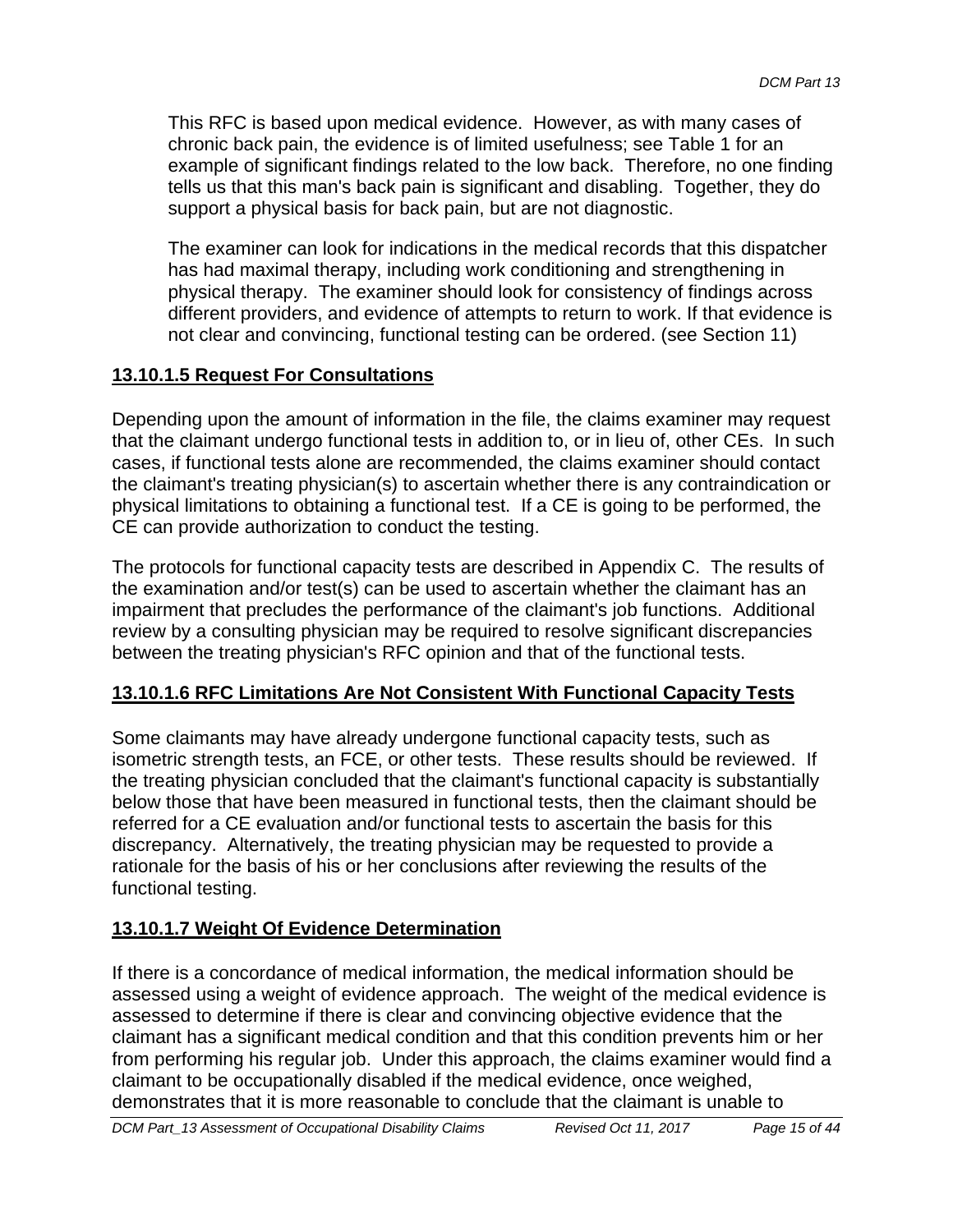This RFC is based upon medical evidence. However, as with many cases of chronic back pain, the evidence is of limited usefulness; see Table 1 for an example of significant findings related to the low back. Therefore, no one finding tells us that this man's back pain is significant and disabling. Together, they do support a physical basis for back pain, but are not diagnostic.

The examiner can look for indications in the medical records that this dispatcher has had maximal therapy, including work conditioning and strengthening in physical therapy. The examiner should look for consistency of findings across different providers, and evidence of attempts to return to work. If that evidence is not clear and convincing, functional testing can be ordered. (see Section 11)

### 13.10.1.5 Request For Consultations

Depending upon the amount of information in the file, the claims examiner may request that the claimant undergo functional tests in addition to, or in lieu of, other CEs. In such cases, if functional tests alone are recommended, the claims examiner should contact the claimant's treating physician(s) to ascertain whether there is any contraindication or physical limitations to obtaining a functional test. If a CE is going to be performed, the CE can provide authorization to conduct the testing.

The protocols for functional capacity tests are described in Appendix C. The results of the examination and/or test(s) can be used to ascertain whether the claimant has an impairment that precludes the performance of the claimant's job functions. Additional review by a consulting physician may be required to resolve significant discrepancies between the treating physician's RFC opinion and that of the functional tests.

### 13.10.1.6 RFC Limitations Are Not Consistent With Functional Capacity Tests

Some claimants may have already undergone functional capacity tests, such as isometric strength tests, an FCE, or other tests. These results should be reviewed. If the treating physician concluded that the claimant's functional capacity is substantially below those that have been measured in functional tests, then the claimant should be referred for a CE evaluation and/or functional tests to ascertain the basis for this discrepancy. Alternatively, the treating physician may be requested to provide a rationale for the basis of his or her conclusions after reviewing the results of the functional testing.

### 13.10.1.7 Weight Of Evidence Determination

If there is a concordance of medical information, the medical information should be assessed using a weight of evidence approach. The weight of the medical evidence is assessed to determine if there is clear and convincing objective evidence that the claimant has a significant medical condition and that this condition prevents him or her from performing his regular job. Under this approach, the claims examiner would find a claimant to be occupationally disabled if the medical evidence, once weighed, demonstrates that it is more reasonable to conclude that the claimant is unable to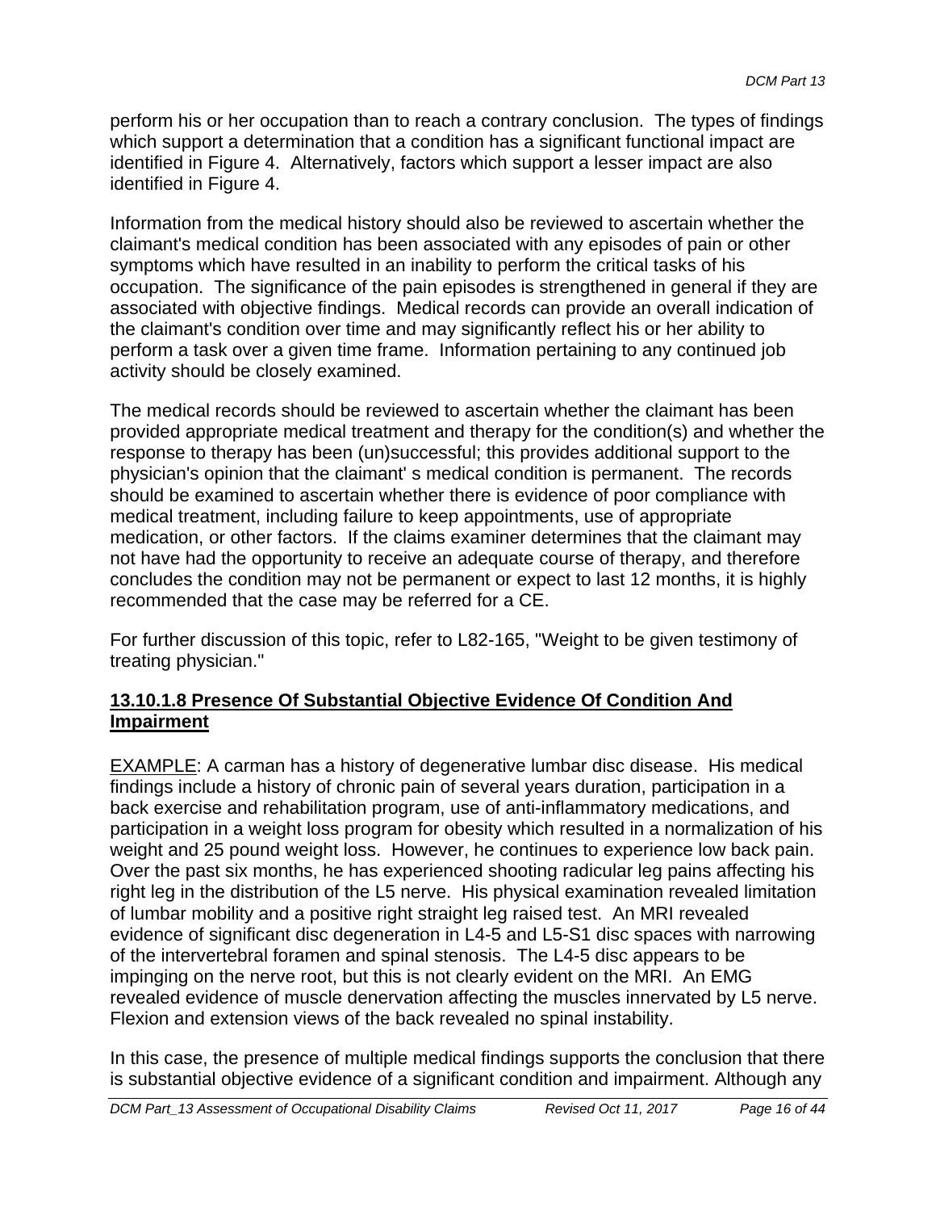perform his or her occupation than to reach a contrary conclusion. The types of findings which support a determination that a condition has a significant functional impact are identified in Figure 4. Alternatively, factors which support a lesser impact are also identified in Figure 4.

Information from the medical history should also be reviewed to ascertain whether the claimant's medical condition has been associated with any episodes of pain or other symptoms which have resulted in an inability to perform the critical tasks of his occupation. The significance of the pain episodes is strengthened in general if they are associated with objective findings. Medical records can provide an overall indication of the claimant's condition over time and may significantly reflect his or her ability to perform a task over a given time frame. Information pertaining to any continued job activity should be closely examined.

The medical records should be reviewed to ascertain whether the claimant has been provided appropriate medical treatment and therapy for the condition(s) and whether the response to therapy has been (un)successful; this provides additional support to the physician's opinion that the claimant' s medical condition is permanent. The records should be examined to ascertain whether there is evidence of poor compliance with medical treatment, including failure to keep appointments, use of appropriate medication, or other factors. If the claims examiner determines that the claimant may not have had the opportunity to receive an adequate course of therapy, and therefore concludes the condition may not be permanent or expect to last 12 months, it is highly recommended that the case may be referred for a CE.

For further discussion of this topic, refer to L82-165, "Weight to be given testimony of treating physician."

### 13.10.1.8 Presence Of Substantial Objective Evidence Of Condition And Impairment

EXAMPLE: A carman has a history of degenerative lumbar disc disease. His medical findings include a history of chronic pain of several years duration, participation in a back exercise and rehabilitation program, use of anti-inflammatory medications, and participation in a weight loss program for obesity which resulted in a normalization of his weight and 25 pound weight loss. However, he continues to experience low back pain. Over the past six months, he has experienced shooting radicular leg pains affecting his right leg in the distribution of the L5 nerve. His physical examination revealed limitation of lumbar mobility and a positive right straight leg raised test. An MRI revealed evidence of significant disc degeneration in L4-5 and L5-S1 disc spaces with narrowing of the intervertebral foramen and spinal stenosis. The L4-5 disc appears to be impinging on the nerve root, but this is not clearly evident on the MRI. An EMG revealed evidence of muscle denervation affecting the muscles innervated by L5 nerve. Flexion and extension views of the back revealed no spinal instability.

In this case, the presence of multiple medical findings supports the conclusion that there is substantial objective evidence of a significant condition and impairment. Although any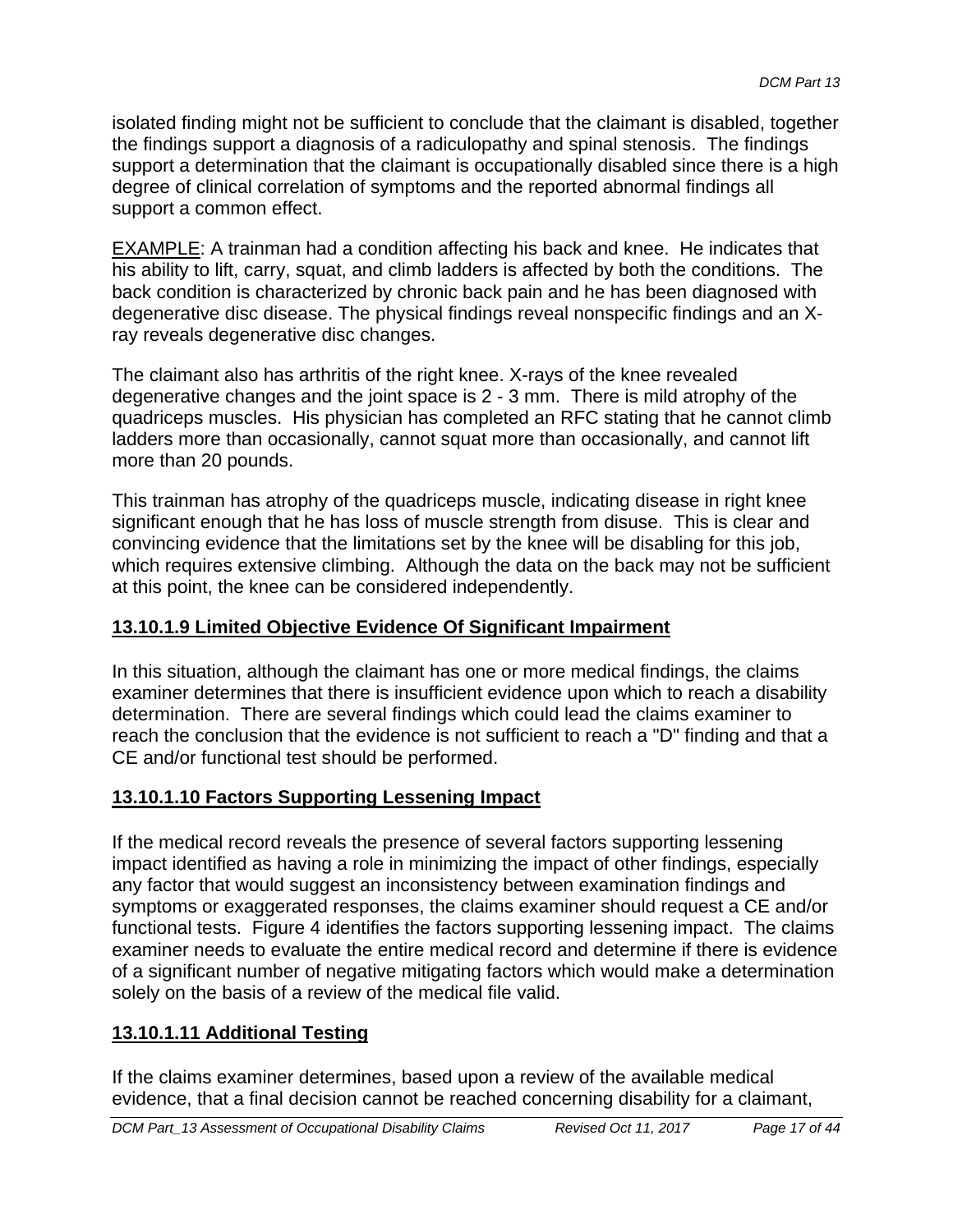isolated finding might not be sufficient to conclude that the claimant is disabled, together the findings support a diagnosis of a radiculopathy and spinal stenosis. The findings support a determination that the claimant is occupationally disabled since there is a high degree of clinical correlation of symptoms and the reported abnormal findings all support a common effect.

EXAMPLE: A trainman had a condition affecting his back and knee. He indicates that his ability to lift, carry, squat, and climb ladders is affected by both the conditions. The back condition is characterized by chronic back pain and he has been diagnosed with degenerative disc disease. The physical findings reveal nonspecific findings and an X-ray reveals degenerative disc changes.

The claimant also has arthritis of the right knee. X-rays of the knee revealed degenerative changes and the joint space is 2 - 3 mm. There is mild atrophy of the quadriceps muscles. His physician has completed an RFC stating that he cannot climb ladders more than occasionally, cannot squat more than occasionally, and cannot lift more than 20 pounds.

This trainman has atrophy of the quadriceps muscle, indicating disease in right knee significant enough that he has loss of muscle strength from disuse. This is clear and convincing evidence that the limitations set by the knee will be disabling for this job, which requires extensive climbing. Although the data on the back may not be sufficient at this point, the knee can be considered independently.

### 13.10.1.9 Limited Objective Evidence Of Significant Impairment

In this situation, although the claimant has one or more medical findings, the claims examiner determines that there is insufficient evidence upon which to reach a disability determination. There are several findings which could lead the claims examiner to reach the conclusion that the evidence is not sufficient to reach a "D" finding and that a CE and/or functional test should be performed.

### 13.10.1.10 Factors Supporting Lessening Impact

If the medical record reveals the presence of several factors supporting lessening impact identified as having a role in minimizing the impact of other findings, especially any factor that would suggest an inconsistency between examination findings and symptoms or exaggerated responses, the claims examiner should request a CE and/or functional tests. Figure 4 identifies the factors supporting lessening impact. The claims examiner needs to evaluate the entire medical record and determine if there is evidence of a significant number of negative mitigating factors which would make a determination solely on the basis of a review of the medical file valid.

### 13.10.1.11 Additional Testing

If the claims examiner determines, based upon a review of the available medical evidence, that a final decision cannot be reached concerning disability for a claimant,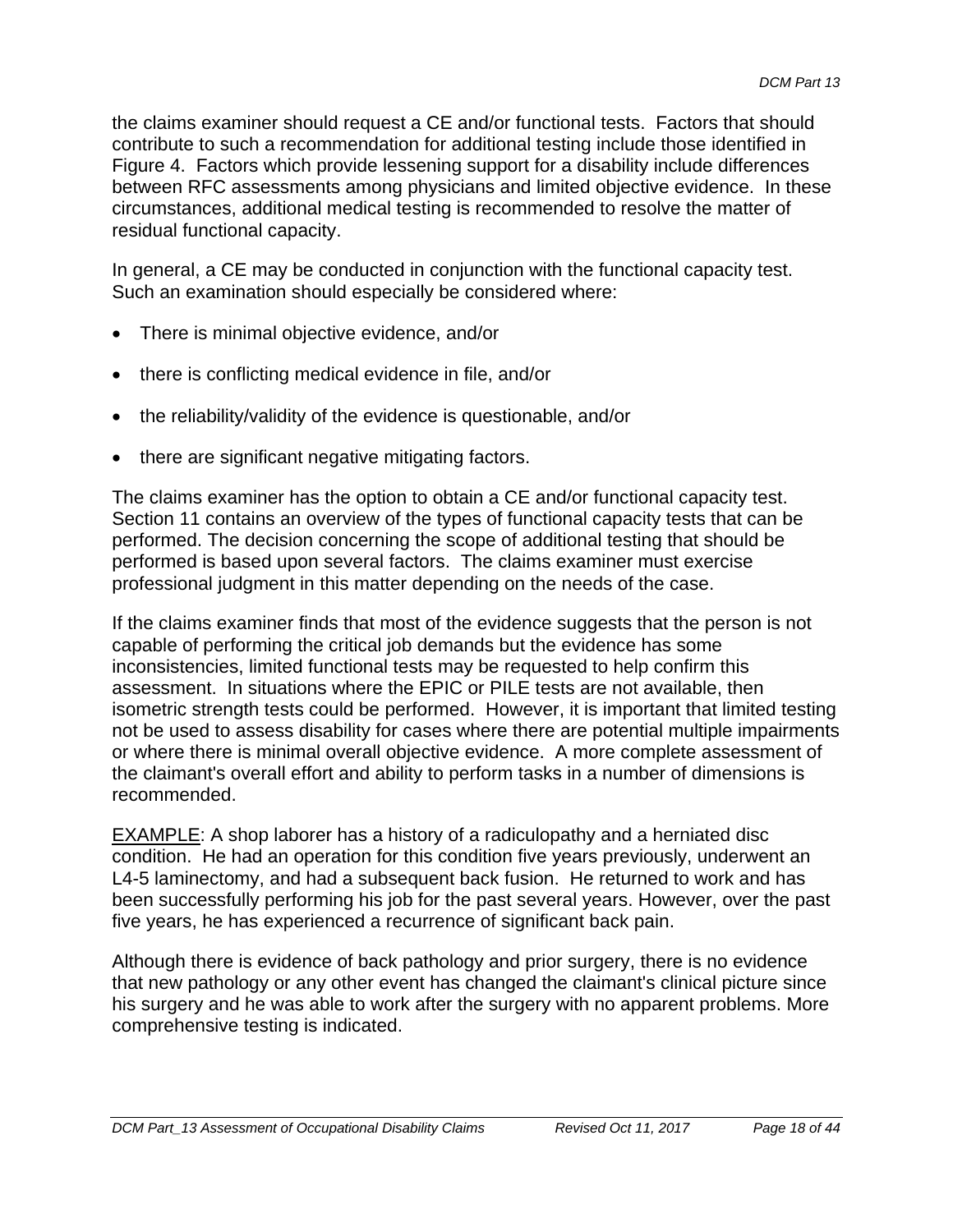the claims examiner should request a CE and/or functional tests. Factors that should contribute to such a recommendation for additional testing include those identified in Figure 4. Factors which provide lessening support for a disability include differences between RFC assessments among physicians and limited objective evidence. In these circumstances, additional medical testing is recommended to resolve the matter of residual functional capacity.

In general, a CE may be conducted in conjunction with the functional capacity test. Such an examination should especially be considered where:

- There is minimal objective evidence, and/or
- there is conflicting medical evidence in file, and/or
- the reliability/validity of the evidence is questionable, and/or
- there are significant negative mitigating factors.

The claims examiner has the option to obtain a CE and/or functional capacity test. Section 11 contains an overview of the types of functional capacity tests that can be performed. The decision concerning the scope of additional testing that should be performed is based upon several factors. The claims examiner must exercise professional judgment in this matter depending on the needs of the case.

If the claims examiner finds that most of the evidence suggests that the person is not capable of performing the critical job demands but the evidence has some inconsistencies, limited functional tests may be requested to help confirm this assessment. In situations where the EPIC or PILE tests are not available, then isometric strength tests could be performed. However, it is important that limited testing not be used to assess disability for cases where there are potential multiple impairments or where there is minimal overall objective evidence. A more complete assessment of the claimant's overall effort and ability to perform tasks in a number of dimensions is recommended.

<u>EXAMPLE</u>: A shop laborer has a history of a radiculopathy and a herniated disc condition. He had an operation for this condition five years previously, underwent an L4-5 laminectomy, and had a subsequent back fusion. He returned to work and has been successfully performing his job for the past several years. However, over the past five years, he has experienced a recurrence of significant back pain.

Although there is evidence of back pathology and prior surgery, there is no evidence that new pathology or any other event has changed the claimant's clinical picture since his surgery and he was able to work after the surgery with no apparent problems. More comprehensive testing is indicated.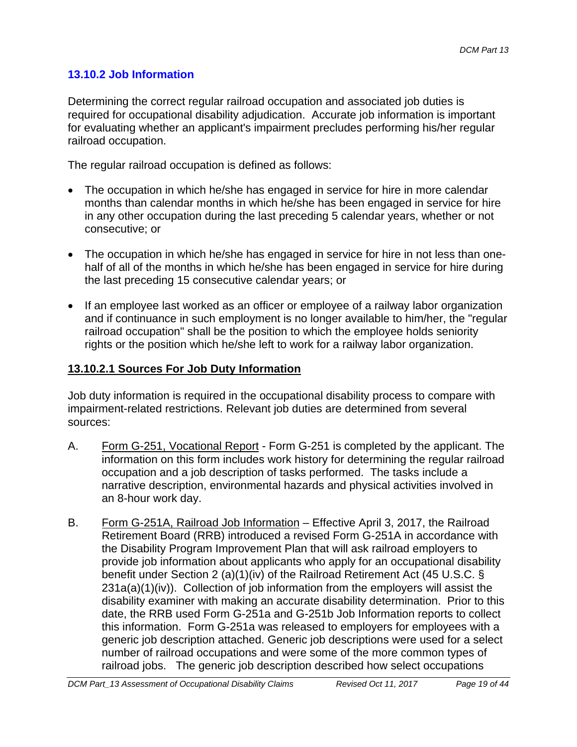### 13.10.2 Job Information

Determining the correct regular railroad occupation and associated job duties is required for occupational disability adjudication. Accurate job information is important for evaluating whether an applicant's impairment precludes performing his/her regular railroad occupation.

The regular railroad occupation is defined as follows:

- The occupation in which he/she has engaged in service for hire in more calendar months than calendar months in which he/she has been engaged in service for hire in any other occupation during the last preceding 5 calendar years, whether or not consecutive; or

- The occupation in which he/she has engaged in service for hire in not less than one-half of all of the months in which he/she has been engaged in service for hire during the last preceding 15 consecutive calendar years; or

- If an employee last worked as an officer or employee of a railway labor organization and if continuance in such employment is no longer available to him/her, the "regular railroad occupation" shall be the position to which the employee holds seniority rights or the position which he/she left to work for a railway labor organization.

#### 13.10.2.1 Sources For Job Duty Information

Job duty information is required in the occupational disability process to compare with impairment-related restrictions. Relevant job duties are determined from several sources:

A. Form G-251, Vocational Report - Form G-251 is completed by the applicant. The information on this form includes work history for determining the regular railroad occupation and a job description of tasks performed. The tasks include a narrative description, environmental hazards and physical activities involved in an 8-hour work day.

B. Form G-251A, Railroad Job Information – Effective April 3, 2017, the Railroad Retirement Board (RRB) introduced a revised Form G-251A in accordance with the Disability Program Improvement Plan that will ask railroad employers to provide job information about applicants who apply for an occupational disability benefit under Section 2 (a)(1)(iv) of the Railroad Retirement Act (45 U.S.C. § 231a(a)(1)(iv)). Collection of job information from the employers will assist the disability examiner with making an accurate disability determination. Prior to this date, the RRB used Form G-251a and G-251b Job Information reports to collect this information. Form G-251a was released to employers for employees with a generic job description attached. Generic job descriptions were used for a select number of railroad occupations and were some of the more common types of railroad jobs. The generic job description described how select occupations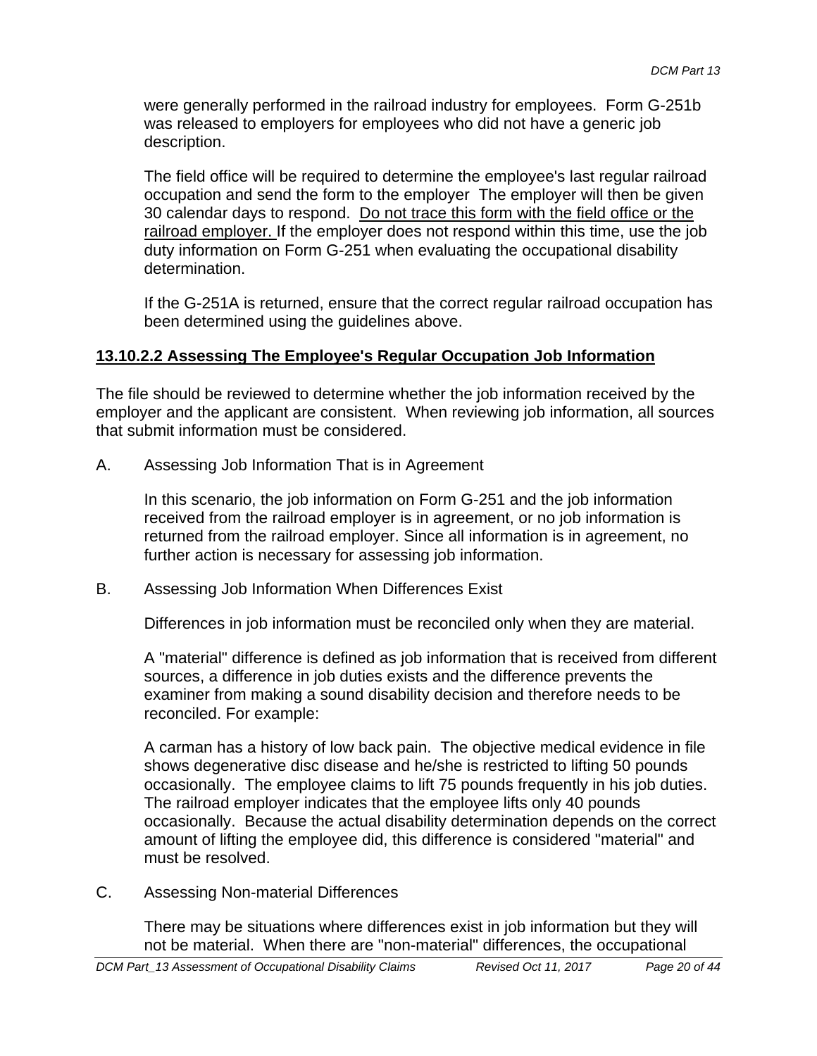were generally performed in the railroad industry for employees. Form G-251b was released to employers for employees who did not have a generic job description.

The field office will be required to determine the employee's last regular railroad occupation and send the form to the employer The employer will then be given 30 calendar days to respond. <u>Do not trace this form with the field office or the railroad employer.</u> If the employer does not respond within this time, use the job duty information on Form G-251 when evaluating the occupational disability determination.

If the G-251A is returned, ensure that the correct regular railroad occupation has been determined using the guidelines above.

## 13.10.2.2 Assessing The Employee's Regular Occupation Job Information

The file should be reviewed to determine whether the job information received by the employer and the applicant are consistent. When reviewing job information, all sources that submit information must be considered.

A. Assessing Job Information That is in Agreement

In this scenario, the job information on Form G-251 and the job information received from the railroad employer is in agreement, or no job information is returned from the railroad employer. Since all information is in agreement, no further action is necessary for assessing job information.

B. Assessing Job Information When Differences Exist

Differences in job information must be reconciled only when they are material.

A "material" difference is defined as job information that is received from different sources, a difference in job duties exists and the difference prevents the examiner from making a sound disability decision and therefore needs to be reconciled. For example:

A carman has a history of low back pain. The objective medical evidence in file shows degenerative disc disease and he/she is restricted to lifting 50 pounds occasionally. The employee claims to lift 75 pounds frequently in his job duties. The railroad employer indicates that the employee lifts only 40 pounds occasionally. Because the actual disability determination depends on the correct amount of lifting the employee did, this difference is considered "material" and must be resolved.

C. Assessing Non-material Differences

There may be situations where differences exist in job information but they will not be material. When there are "non-material" differences, the occupational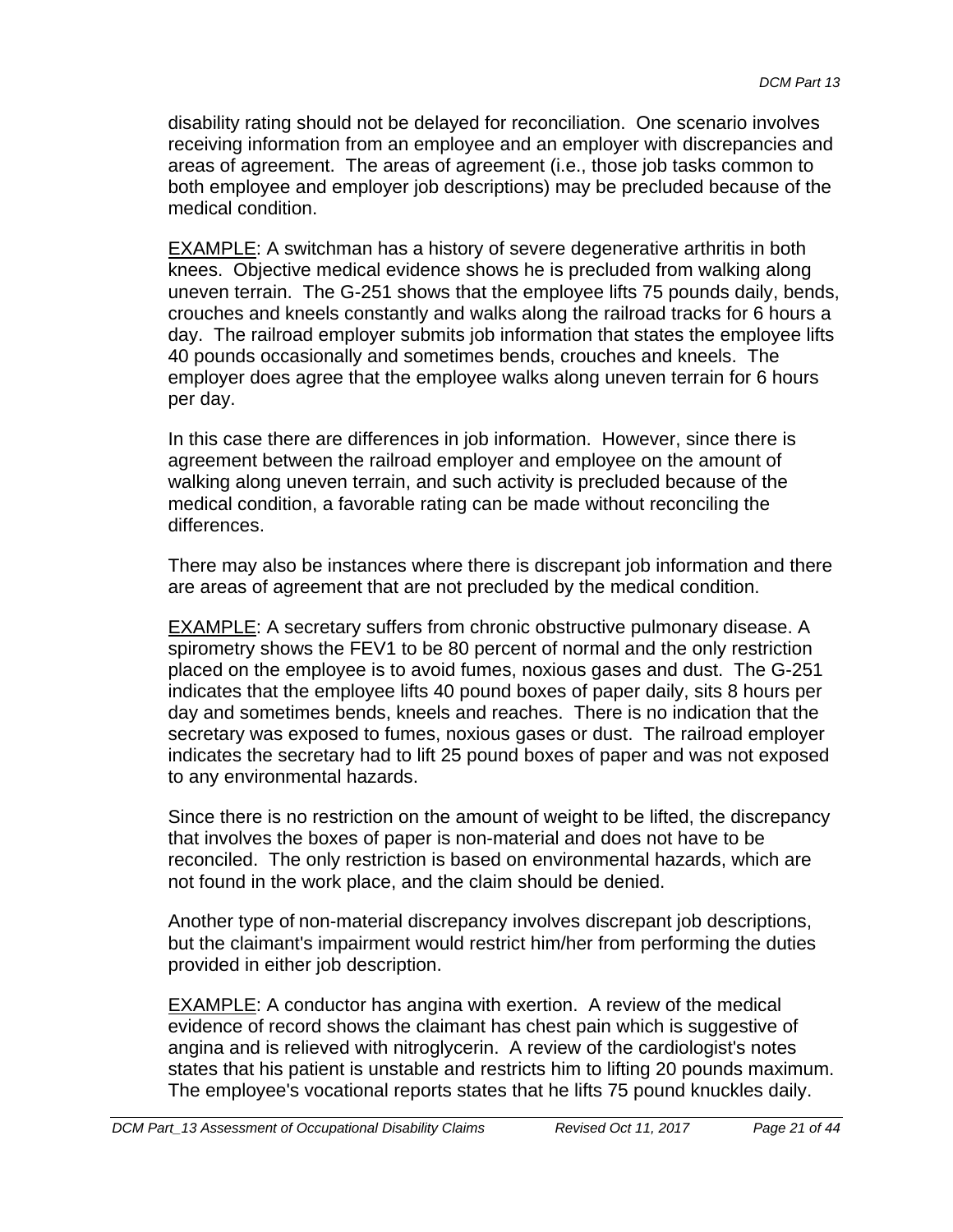disability rating should not be delayed for reconciliation. One scenario involves receiving information from an employee and an employer with discrepancies and areas of agreement. The areas of agreement (i.e., those job tasks common to both employee and employer job descriptions) may be precluded because of the medical condition.

<u>EXAMPLE</u>: A switchman has a history of severe degenerative arthritis in both knees. Objective medical evidence shows he is precluded from walking along uneven terrain. The G-251 shows that the employee lifts 75 pounds daily, bends, crouches and kneels constantly and walks along the railroad tracks for 6 hours a day. The railroad employer submits job information that states the employee lifts 40 pounds occasionally and sometimes bends, crouches and kneels. The employer does agree that the employee walks along uneven terrain for 6 hours per day.

In this case there are differences in job information. However, since there is agreement between the railroad employer and employee on the amount of walking along uneven terrain, and such activity is precluded because of the medical condition, a favorable rating can be made without reconciling the differences.

There may also be instances where there is discrepant job information and there are areas of agreement that are not precluded by the medical condition.

<u>EXAMPLE</u>: A secretary suffers from chronic obstructive pulmonary disease. A spirometry shows the FEV1 to be 80 percent of normal and the only restriction placed on the employee is to avoid fumes, noxious gases and dust. The G-251 indicates that the employee lifts 40 pound boxes of paper daily, sits 8 hours per day and sometimes bends, kneels and reaches. There is no indication that the secretary was exposed to fumes, noxious gases or dust. The railroad employer indicates the secretary had to lift 25 pound boxes of paper and was not exposed to any environmental hazards.

Since there is no restriction on the amount of weight to be lifted, the discrepancy that involves the boxes of paper is non-material and does not have to be reconciled. The only restriction is based on environmental hazards, which are not found in the work place, and the claim should be denied.

Another type of non-material discrepancy involves discrepant job descriptions, but the claimant's impairment would restrict him/her from performing the duties provided in either job description.

<u>EXAMPLE</u>: A conductor has angina with exertion. A review of the medical evidence of record shows the claimant has chest pain which is suggestive of angina and is relieved with nitroglycerin. A review of the cardiologist's notes states that his patient is unstable and restricts him to lifting 20 pounds maximum. The employee's vocational reports states that he lifts 75 pound knuckles daily.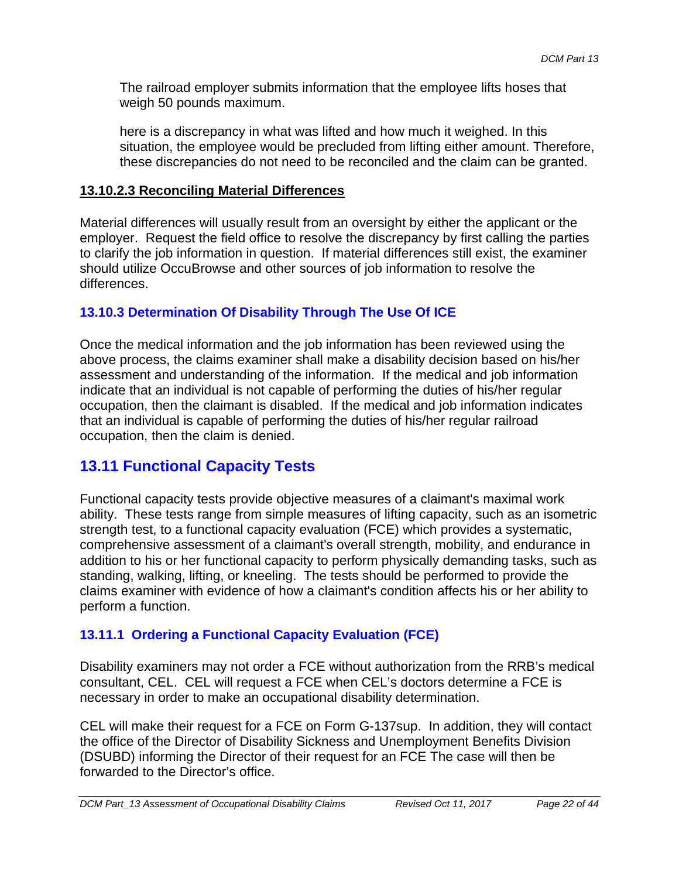The railroad employer submits information that the employee lifts hoses that weigh 50 pounds maximum.

here is a discrepancy in what was lifted and how much it weighed. In this situation, the employee would be precluded from lifting either amount. Therefore, these discrepancies do not need to be reconciled and the claim can be granted.

#### 13.10.2.3 Reconciling Material Differences

Material differences will usually result from an oversight by either the applicant or the employer. Request the field office to resolve the discrepancy by first calling the parties to clarify the job information in question. If material differences still exist, the examiner should utilize OccuBrowse and other sources of job information to resolve the differences.

### 13.10.3 Determination Of Disability Through The Use Of ICE

Once the medical information and the job information has been reviewed using the above process, the claims examiner shall make a disability decision based on his/her assessment and understanding of the information. If the medical and job information indicate that an individual is not capable of performing the duties of his/her regular occupation, then the claimant is disabled. If the medical and job information indicates that an individual is capable of performing the duties of his/her regular railroad occupation, then the claim is denied.

## 13.11 Functional Capacity Tests

Functional capacity tests provide objective measures of a claimant's maximal work ability. These tests range from simple measures of lifting capacity, such as an isometric strength test, to a functional capacity evaluation (FCE) which provides a systematic, comprehensive assessment of a claimant's overall strength, mobility, and endurance in addition to his or her functional capacity to perform physically demanding tasks, such as standing, walking, lifting, or kneeling. The tests should be performed to provide the claims examiner with evidence of how a claimant's condition affects his or her ability to perform a function.

### 13.11.1 Ordering a Functional Capacity Evaluation (FCE)

Disability examiners may not order a FCE without authorization from the RRB's medical consultant, CEL. CEL will request a FCE when CEL's doctors determine a FCE is necessary in order to make an occupational disability determination.

CEL will make their request for a FCE on Form G-137sup. In addition, they will contact the office of the Director of Disability Sickness and Unemployment Benefits Division (DSUBD) informing the Director of their request for an FCE The case will then be forwarded to the Director's office.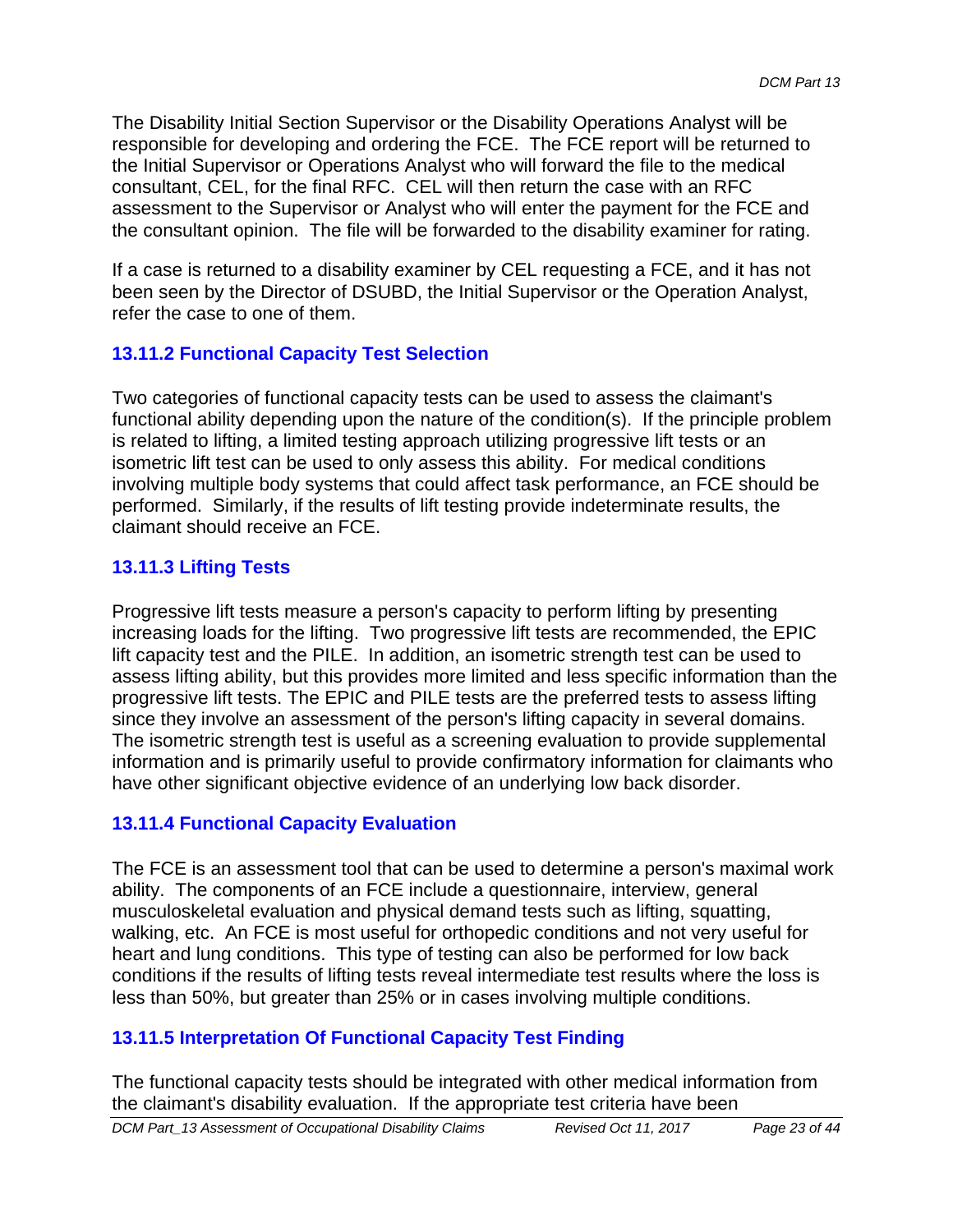The Disability Initial Section Supervisor or the Disability Operations Analyst will be responsible for developing and ordering the FCE. The FCE report will be returned to the Initial Supervisor or Operations Analyst who will forward the file to the medical consultant, CEL, for the final RFC. CEL will then return the case with an RFC assessment to the Supervisor or Analyst who will enter the payment for the FCE and the consultant opinion. The file will be forwarded to the disability examiner for rating.

If a case is returned to a disability examiner by CEL requesting a FCE, and it has not been seen by the Director of DSUBD, the Initial Supervisor or the Operation Analyst, refer the case to one of them.

### 13.11.2 Functional Capacity Test Selection

Two categories of functional capacity tests can be used to assess the claimant's functional ability depending upon the nature of the condition(s). If the principle problem is related to lifting, a limited testing approach utilizing progressive lift tests or an isometric lift test can be used to only assess this ability. For medical conditions involving multiple body systems that could affect task performance, an FCE should be performed. Similarly, if the results of lift testing provide indeterminate results, the claimant should receive an FCE.

### 13.11.3 Lifting Tests

Progressive lift tests measure a person's capacity to perform lifting by presenting increasing loads for the lifting. Two progressive lift tests are recommended, the EPIC lift capacity test and the PILE. In addition, an isometric strength test can be used to assess lifting ability, but this provides more limited and less specific information than the progressive lift tests. The EPIC and PILE tests are the preferred tests to assess lifting since they involve an assessment of the person's lifting capacity in several domains. The isometric strength test is useful as a screening evaluation to provide supplemental information and is primarily useful to provide confirmatory information for claimants who have other significant objective evidence of an underlying low back disorder.

### 13.11.4 Functional Capacity Evaluation

The FCE is an assessment tool that can be used to determine a person's maximal work ability. The components of an FCE include a questionnaire, interview, general musculoskeletal evaluation and physical demand tests such as lifting, squatting, walking, etc. An FCE is most useful for orthopedic conditions and not very useful for heart and lung conditions. This type of testing can also be performed for low back conditions if the results of lifting tests reveal intermediate test results where the loss is less than 50%, but greater than 25% or in cases involving multiple conditions.

### 13.11.5 Interpretation Of Functional Capacity Test Finding

The functional capacity tests should be integrated with other medical information from the claimant's disability evaluation. If the appropriate test criteria have been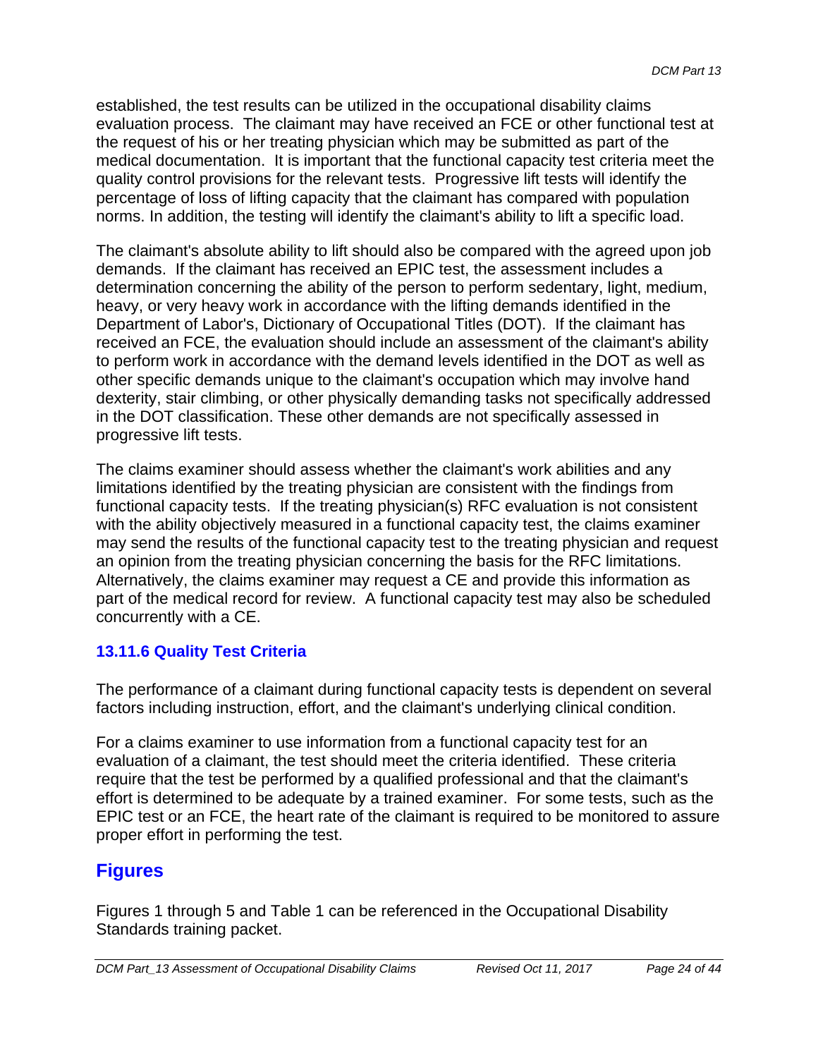established, the test results can be utilized in the occupational disability claims evaluation process. The claimant may have received an FCE or other functional test at the request of his or her treating physician which may be submitted as part of the medical documentation. It is important that the functional capacity test criteria meet the quality control provisions for the relevant tests. Progressive lift tests will identify the percentage of loss of lifting capacity that the claimant has compared with population norms. In addition, the testing will identify the claimant's ability to lift a specific load.

The claimant's absolute ability to lift should also be compared with the agreed upon job demands. If the claimant has received an EPIC test, the assessment includes a determination concerning the ability of the person to perform sedentary, light, medium, heavy, or very heavy work in accordance with the lifting demands identified in the Department of Labor's, Dictionary of Occupational Titles (DOT). If the claimant has received an FCE, the evaluation should include an assessment of the claimant's ability to perform work in accordance with the demand levels identified in the DOT as well as other specific demands unique to the claimant's occupation which may involve hand dexterity, stair climbing, or other physically demanding tasks not specifically addressed in the DOT classification. These other demands are not specifically assessed in progressive lift tests.

The claims examiner should assess whether the claimant's work abilities and any limitations identified by the treating physician are consistent with the findings from functional capacity tests. If the treating physician(s) RFC evaluation is not consistent with the ability objectively measured in a functional capacity test, the claims examiner may send the results of the functional capacity test to the treating physician and request an opinion from the treating physician concerning the basis for the RFC limitations. Alternatively, the claims examiner may request a CE and provide this information as part of the medical record for review. A functional capacity test may also be scheduled concurrently with a CE.

### 13.11.6 Quality Test Criteria

The performance of a claimant during functional capacity tests is dependent on several factors including instruction, effort, and the claimant's underlying clinical condition.

For a claims examiner to use information from a functional capacity test for an evaluation of a claimant, the test should meet the criteria identified. These criteria require that the test be performed by a qualified professional and that the claimant's effort is determined to be adequate by a trained examiner. For some tests, such as the EPIC test or an FCE, the heart rate of the claimant is required to be monitored to assure proper effort in performing the test.

## Figures

Figures 1 through 5 and Table 1 can be referenced in the Occupational Disability Standards training packet.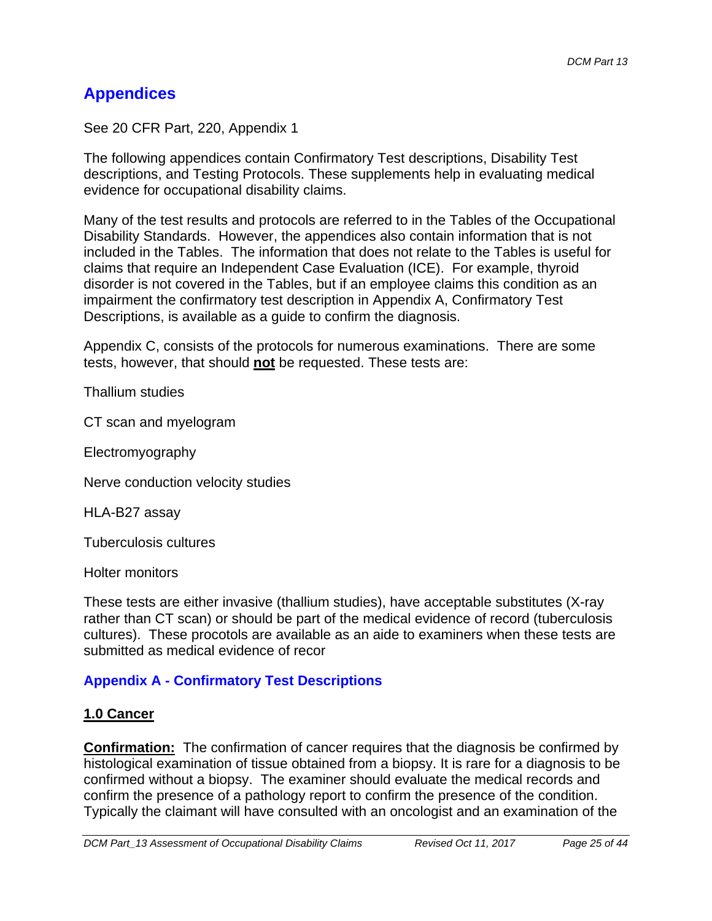# Appendices

See 20 CFR Part, 220, Appendix 1

The following appendices contain Confirmatory Test descriptions, Disability Test descriptions, and Testing Protocols. These supplements help in evaluating medical evidence for occupational disability claims.

Many of the test results and protocols are referred to in the Tables of the Occupational Disability Standards. However, the appendices also contain information that is not included in the Tables. The information that does not relate to the Tables is useful for claims that require an Independent Case Evaluation (ICE). For example, thyroid disorder is not covered in the Tables, but if an employee claims this condition as an impairment the confirmatory test description in Appendix A, Confirmatory Test Descriptions, is available as a guide to confirm the diagnosis.

Appendix C, consists of the protocols for numerous examinations. There are some tests, however, that should **not** be requested. These tests are:

Thallium studies

CT scan and myelogram

Electromyography

Nerve conduction velocity studies

HLA-B27 assay

Tuberculosis cultures

Holter monitors

These tests are either invasive (thallium studies), have acceptable substitutes (X-ray rather than CT scan) or should be part of the medical evidence of record (tuberculosis cultures). These procotols are available as an aide to examiners when these tests are submitted as medical evidence of recor

## Appendix A - Confirmatory Test Descriptions

### 1.0 Cancer

**Confirmation:** The confirmation of cancer requires that the diagnosis be confirmed by histological examination of tissue obtained from a biopsy. It is rare for a diagnosis to be confirmed without a biopsy. The examiner should evaluate the medical records and confirm the presence of a pathology report to confirm the presence of the condition. Typically the claimant will have consulted with an oncologist and an examination of the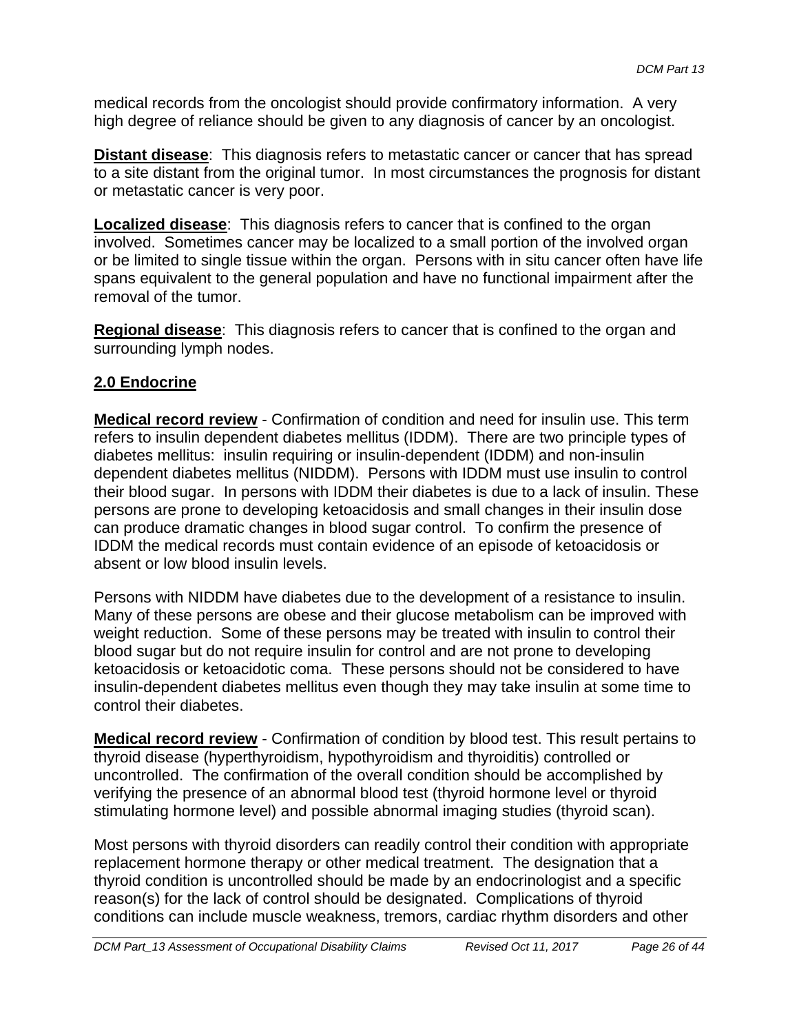medical records from the oncologist should provide confirmatory information. A very high degree of reliance should be given to any diagnosis of cancer by an oncologist.

**Distant disease**: This diagnosis refers to metastatic cancer or cancer that has spread to a site distant from the original tumor. In most circumstances the prognosis for distant or metastatic cancer is very poor.

**Localized disease**: This diagnosis refers to cancer that is confined to the organ involved. Sometimes cancer may be localized to a small portion of the involved organ or be limited to single tissue within the organ. Persons with in situ cancer often have life spans equivalent to the general population and have no functional impairment after the removal of the tumor.

**Regional disease**: This diagnosis refers to cancer that is confined to the organ and surrounding lymph nodes.

## 2.0 Endocrine

**Medical record review** - Confirmation of condition and need for insulin use. This term refers to insulin dependent diabetes mellitus (IDDM). There are two principle types of diabetes mellitus: insulin requiring or insulin-dependent (IDDM) and non-insulin dependent diabetes mellitus (NIDDM). Persons with IDDM must use insulin to control their blood sugar. In persons with IDDM their diabetes is due to a lack of insulin. These persons are prone to developing ketoacidosis and small changes in their insulin dose can produce dramatic changes in blood sugar control. To confirm the presence of IDDM the medical records must contain evidence of an episode of ketoacidosis or absent or low blood insulin levels.

Persons with NIDDM have diabetes due to the development of a resistance to insulin. Many of these persons are obese and their glucose metabolism can be improved with weight reduction. Some of these persons may be treated with insulin to control their blood sugar but do not require insulin for control and are not prone to developing ketoacidosis or ketoacidotic coma. These persons should not be considered to have insulin-dependent diabetes mellitus even though they may take insulin at some time to control their diabetes.

**Medical record review** - Confirmation of condition by blood test. This result pertains to thyroid disease (hyperthyroidism, hypothyroidism and thyroiditis) controlled or uncontrolled. The confirmation of the overall condition should be accomplished by verifying the presence of an abnormal blood test (thyroid hormone level or thyroid stimulating hormone level) and possible abnormal imaging studies (thyroid scan).

Most persons with thyroid disorders can readily control their condition with appropriate replacement hormone therapy or other medical treatment. The designation that a thyroid condition is uncontrolled should be made by an endocrinologist and a specific reason(s) for the lack of control should be designated. Complications of thyroid conditions can include muscle weakness, tremors, cardiac rhythm disorders and other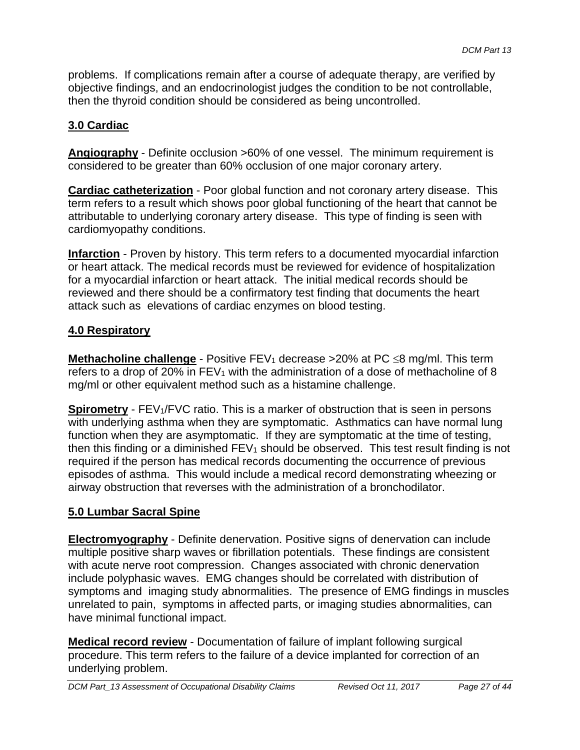problems. If complications remain after a course of adequate therapy, are verified by objective findings, and an endocrinologist judges the condition to be not controllable, then the thyroid condition should be considered as being uncontrolled.

## 3.0 Cardiac

**Angiography** - Definite occlusion >60% of one vessel. The minimum requirement is considered to be greater than 60% occlusion of one major coronary artery.

**Cardiac catheterization** - Poor global function and not coronary artery disease. This term refers to a result which shows poor global functioning of the heart that cannot be attributable to underlying coronary artery disease. This type of finding is seen with cardiomyopathy conditions.

**Infarction** - Proven by history. This term refers to a documented myocardial infarction or heart attack. The medical records must be reviewed for evidence of hospitalization for a myocardial infarction or heart attack. The initial medical records should be reviewed and there should be a confirmatory test finding that documents the heart attack such as elevations of cardiac enzymes on blood testing.

## 4.0 Respiratory

**Methacholine challenge** - Positive $FEV_1$ decrease >20% at PC $\leq$8 mg/ml. This term refers to a drop of 20% in $FEV_1$ with the administration of a dose of methacholine of 8 mg/ml or other equivalent method such as a histamine challenge.

**Spirometry** - $FEV_1$/FVC ratio. This is a marker of obstruction that is seen in persons with underlying asthma when they are symptomatic. Asthmatics can have normal lung function when they are asymptomatic. If they are symptomatic at the time of testing, then this finding or a diminished $FEV_1$ should be observed. This test result finding is not required if the person has medical records documenting the occurrence of previous episodes of asthma. This would include a medical record demonstrating wheezing or airway obstruction that reverses with the administration of a bronchodilator.

## 5.0 Lumbar Sacral Spine

**Electromyography** - Definite denervation. Positive signs of denervation can include multiple positive sharp waves or fibrillation potentials. These findings are consistent with acute nerve root compression. Changes associated with chronic denervation include polyphasic waves. EMG changes should be correlated with distribution of symptoms and imaging study abnormalities. The presence of EMG findings in muscles unrelated to pain, symptoms in affected parts, or imaging studies abnormalities, can have minimal functional impact.

**Medical record review** - Documentation of failure of implant following surgical procedure. This term refers to the failure of a device implanted for correction of an underlying problem.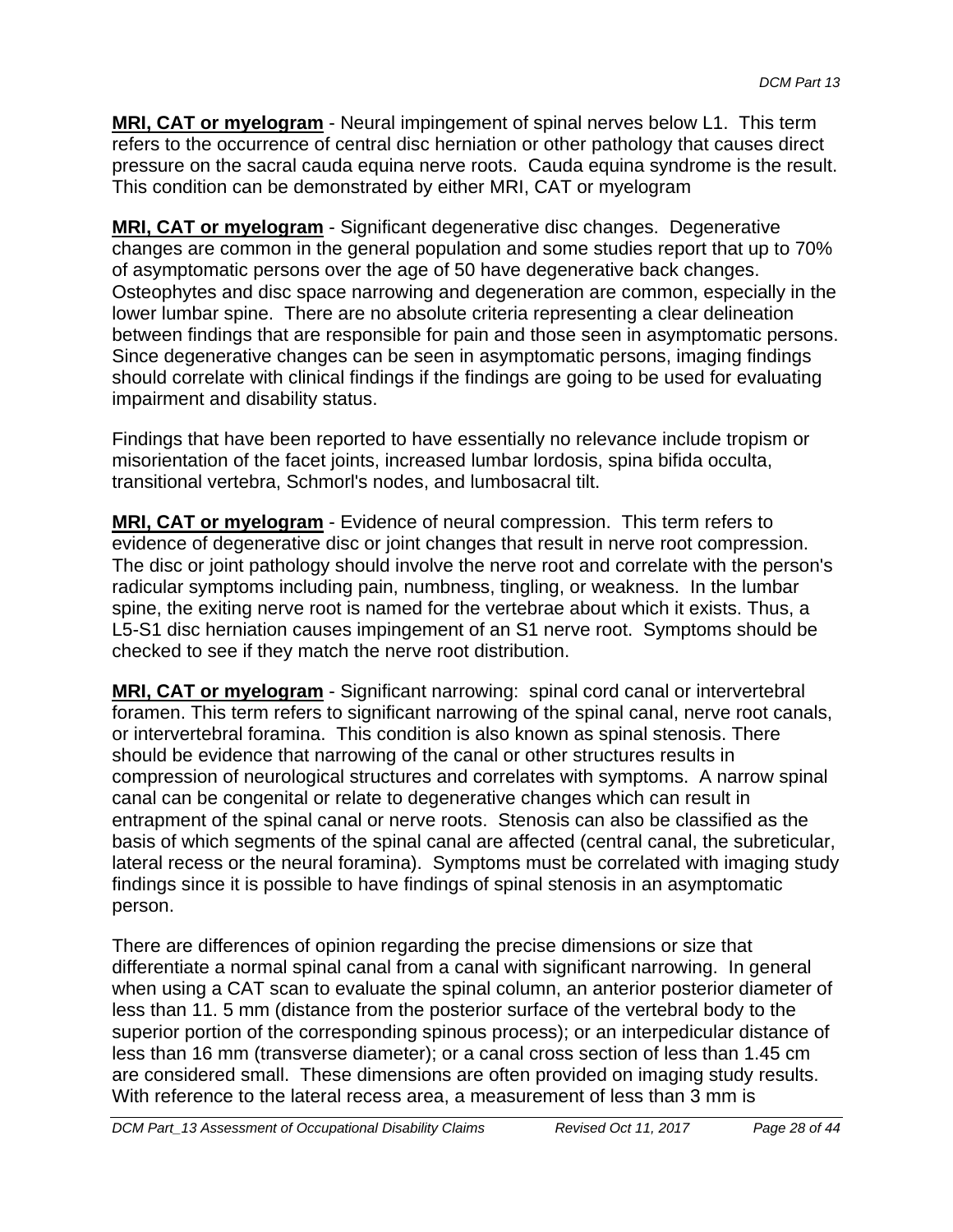**MRI, CAT or myelogram** - Neural impingement of spinal nerves below L1. This term refers to the occurrence of central disc herniation or other pathology that causes direct pressure on the sacral cauda equina nerve roots. Cauda equina syndrome is the result. This condition can be demonstrated by either MRI, CAT or myelogram

**MRI, CAT or myelogram** - Significant degenerative disc changes. Degenerative changes are common in the general population and some studies report that up to 70% of asymptomatic persons over the age of 50 have degenerative back changes. Osteophytes and disc space narrowing and degeneration are common, especially in the lower lumbar spine. There are no absolute criteria representing a clear delineation between findings that are responsible for pain and those seen in asymptomatic persons. Since degenerative changes can be seen in asymptomatic persons, imaging findings should correlate with clinical findings if the findings are going to be used for evaluating impairment and disability status.

Findings that have been reported to have essentially no relevance include tropism or misorientation of the facet joints, increased lumbar lordosis, spina bifida occulta, transitional vertebra, Schmorl's nodes, and lumbosacral tilt.

**MRI, CAT or myelogram** - Evidence of neural compression. This term refers to evidence of degenerative disc or joint changes that result in nerve root compression. The disc or joint pathology should involve the nerve root and correlate with the person's radicular symptoms including pain, numbness, tingling, or weakness. In the lumbar spine, the exiting nerve root is named for the vertebrae about which it exists. Thus, a L5-S1 disc herniation causes impingement of an S1 nerve root. Symptoms should be checked to see if they match the nerve root distribution.

**MRI, CAT or myelogram** - Significant narrowing: spinal cord canal or intervertebral foramen. This term refers to significant narrowing of the spinal canal, nerve root canals, or intervertebral foramina. This condition is also known as spinal stenosis. There should be evidence that narrowing of the canal or other structures results in compression of neurological structures and correlates with symptoms. A narrow spinal canal can be congenital or relate to degenerative changes which can result in entrapment of the spinal canal or nerve roots. Stenosis can also be classified as the basis of which segments of the spinal canal are affected (central canal, the subreticular, lateral recess or the neural foramina). Symptoms must be correlated with imaging study findings since it is possible to have findings of spinal stenosis in an asymptomatic person.

There are differences of opinion regarding the precise dimensions or size that differentiate a normal spinal canal from a canal with significant narrowing. In general when using a CAT scan to evaluate the spinal column, an anterior posterior diameter of less than 11. 5 mm (distance from the posterior surface of the vertebral body to the superior portion of the corresponding spinous process); or an interpedicular distance of less than 16 mm (transverse diameter); or a canal cross section of less than 1.45 cm are considered small. These dimensions are often provided on imaging study results. With reference to the lateral recess area, a measurement of less than 3 mm is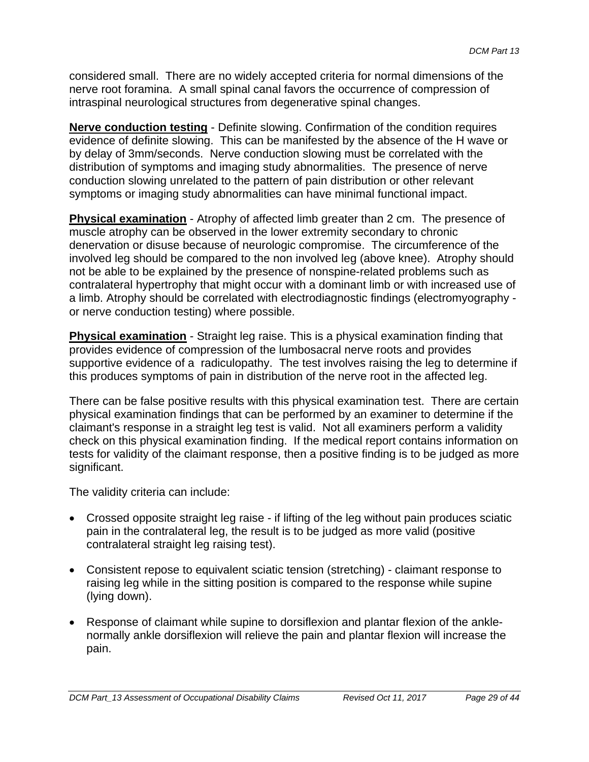considered small. There are no widely accepted criteria for normal dimensions of the nerve root foramina. A small spinal canal favors the occurrence of compression of intraspinal neurological structures from degenerative spinal changes.

**Nerve conduction testing** - Definite slowing. Confirmation of the condition requires evidence of definite slowing. This can be manifested by the absence of the H wave or by delay of 3mm/seconds. Nerve conduction slowing must be correlated with the distribution of symptoms and imaging study abnormalities. The presence of nerve conduction slowing unrelated to the pattern of pain distribution or other relevant symptoms or imaging study abnormalities can have minimal functional impact.

**Physical examination** - Atrophy of affected limb greater than 2 cm. The presence of muscle atrophy can be observed in the lower extremity secondary to chronic denervation or disuse because of neurologic compromise. The circumference of the involved leg should be compared to the non involved leg (above knee). Atrophy should not be able to be explained by the presence of nonspine-related problems such as contralateral hypertrophy that might occur with a dominant limb or with increased use of a limb. Atrophy should be correlated with electrodiagnostic findings (electromyography - or nerve conduction testing) where possible.

**Physical examination** - Straight leg raise. This is a physical examination finding that provides evidence of compression of the lumbosacral nerve roots and provides supportive evidence of a radiculopathy. The test involves raising the leg to determine if this produces symptoms of pain in distribution of the nerve root in the affected leg.

There can be false positive results with this physical examination test. There are certain physical examination findings that can be performed by an examiner to determine if the claimant's response in a straight leg test is valid. Not all examiners perform a validity check on this physical examination finding. If the medical report contains information on tests for validity of the claimant response, then a positive finding is to be judged as more significant.

The validity criteria can include:

- Crossed opposite straight leg raise - if lifting of the leg without pain produces sciatic pain in the contralateral leg, the result is to be judged as more valid (positive contralateral straight leg raising test).
- Consistent repose to equivalent sciatic tension (stretching) - claimant response to raising leg while in the sitting position is compared to the response while supine (lying down).
- Response of claimant while supine to dorsiflexion and plantar flexion of the ankle- normally ankle dorsiflexion will relieve the pain and plantar flexion will increase the pain.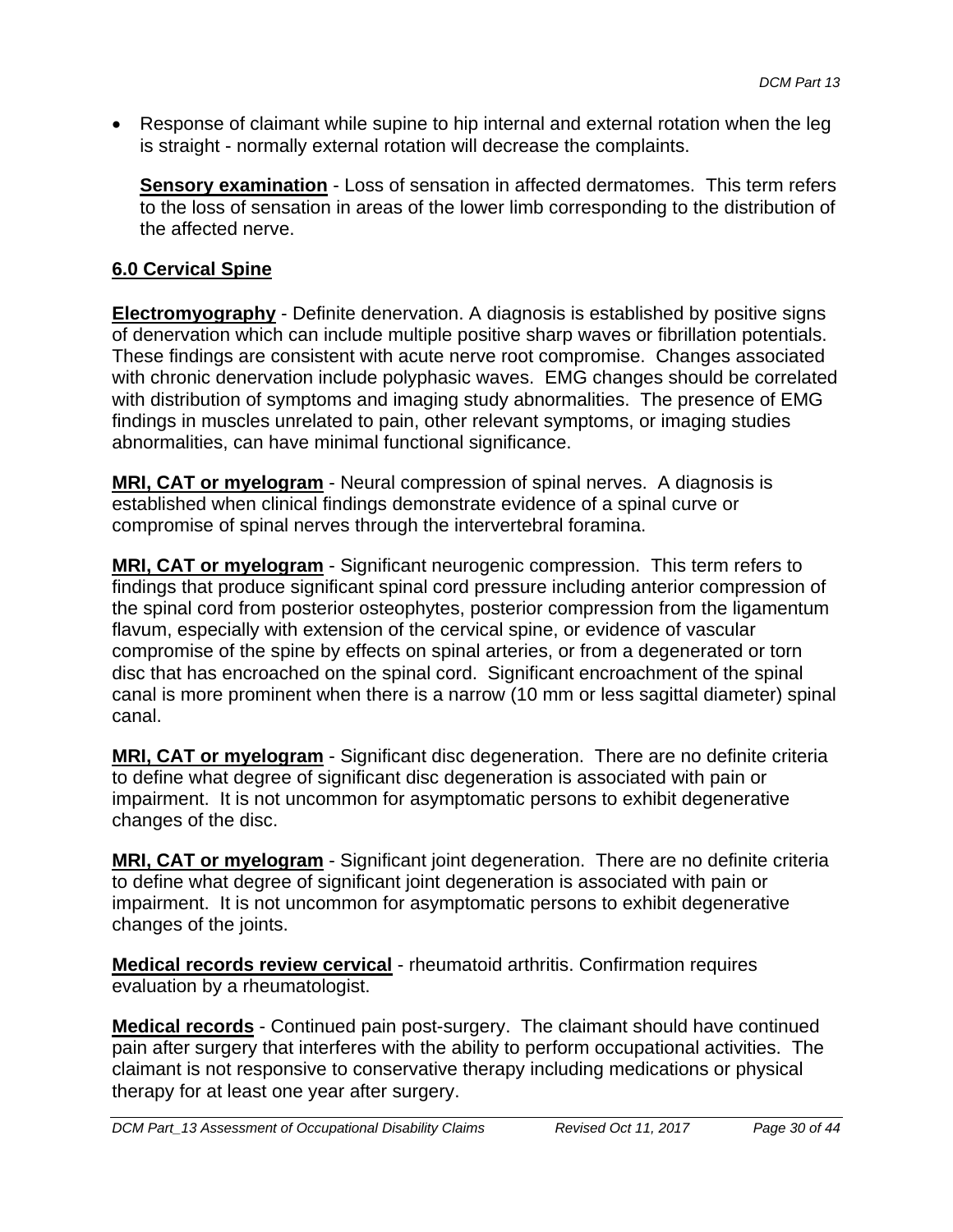- Response of claimant while supine to hip internal and external rotation when the leg is straight - normally external rotation will decrease the complaints.

  **Sensory examination** - Loss of sensation in affected dermatomes. This term refers to the loss of sensation in areas of the lower limb corresponding to the distribution of the affected nerve.

## 6.0 Cervical Spine

**Electromyography** - Definite denervation. A diagnosis is established by positive signs of denervation which can include multiple positive sharp waves or fibrillation potentials. These findings are consistent with acute nerve root compromise. Changes associated with chronic denervation include polyphasic waves. EMG changes should be correlated with distribution of symptoms and imaging study abnormalities. The presence of EMG findings in muscles unrelated to pain, other relevant symptoms, or imaging studies abnormalities, can have minimal functional significance.

**MRI, CAT or myelogram** - Neural compression of spinal nerves. A diagnosis is established when clinical findings demonstrate evidence of a spinal curve or compromise of spinal nerves through the intervertebral foramina.

**MRI, CAT or myelogram** - Significant neurogenic compression. This term refers to findings that produce significant spinal cord pressure including anterior compression of the spinal cord from posterior osteophytes, posterior compression from the ligamentum flavum, especially with extension of the cervical spine, or evidence of vascular compromise of the spine by effects on spinal arteries, or from a degenerated or torn disc that has encroached on the spinal cord. Significant encroachment of the spinal canal is more prominent when there is a narrow (10 mm or less sagittal diameter) spinal canal.

**MRI, CAT or myelogram** - Significant disc degeneration. There are no definite criteria to define what degree of significant disc degeneration is associated with pain or impairment. It is not uncommon for asymptomatic persons to exhibit degenerative changes of the disc.

**MRI, CAT or myelogram** - Significant joint degeneration. There are no definite criteria to define what degree of significant joint degeneration is associated with pain or impairment. It is not uncommon for asymptomatic persons to exhibit degenerative changes of the joints.

**Medical records review cervical** - rheumatoid arthritis. Confirmation requires evaluation by a rheumatologist.

**Medical records** - Continued pain post-surgery. The claimant should have continued pain after surgery that interferes with the ability to perform occupational activities. The claimant is not responsive to conservative therapy including medications or physical therapy for at least one year after surgery.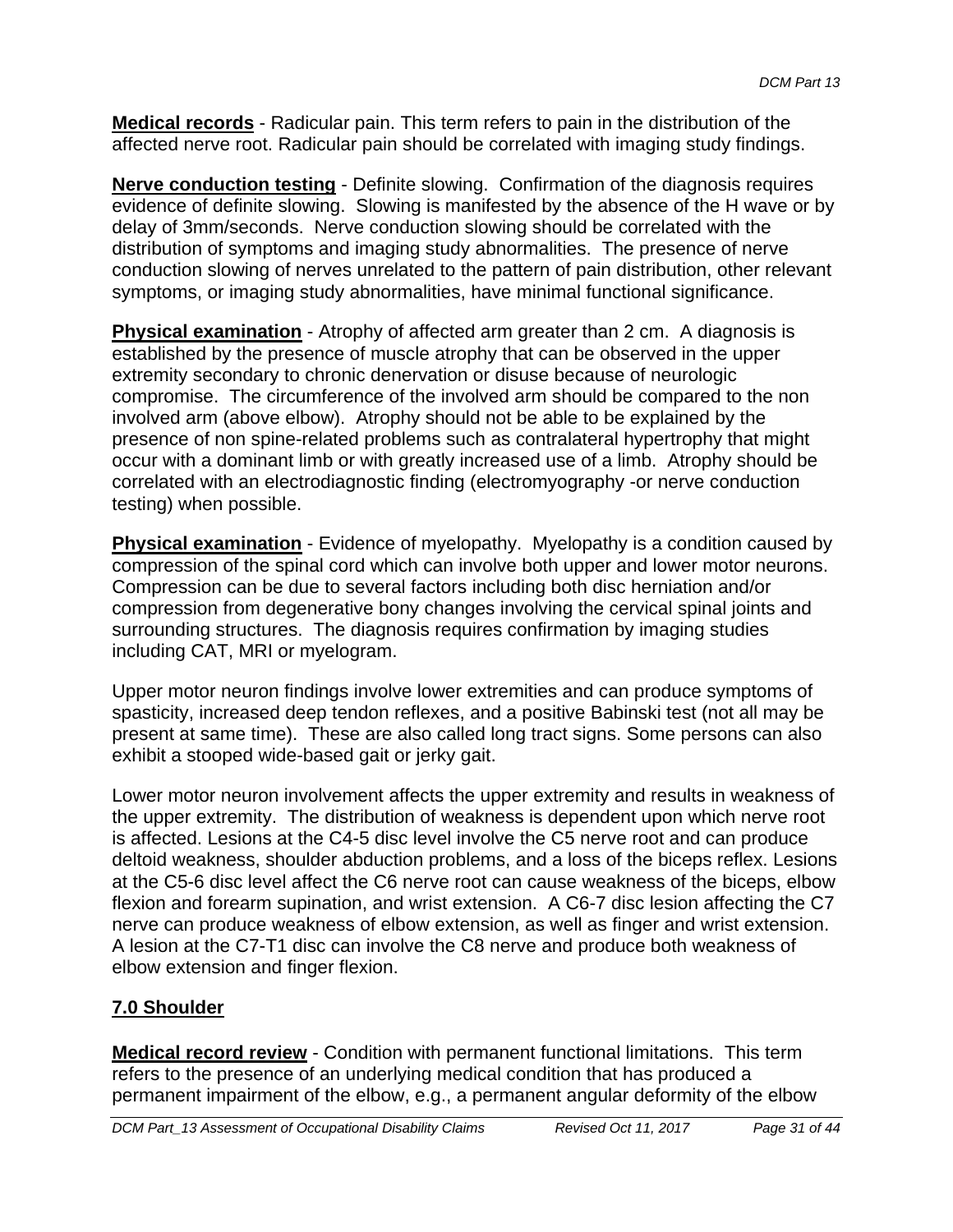**Medical records** - Radicular pain. This term refers to pain in the distribution of the affected nerve root. Radicular pain should be correlated with imaging study findings.

**Nerve conduction testing** - Definite slowing. Confirmation of the diagnosis requires evidence of definite slowing. Slowing is manifested by the absence of the H wave or by delay of 3mm/seconds. Nerve conduction slowing should be correlated with the distribution of symptoms and imaging study abnormalities. The presence of nerve conduction slowing of nerves unrelated to the pattern of pain distribution, other relevant symptoms, or imaging study abnormalities, have minimal functional significance.

**Physical examination** - Atrophy of affected arm greater than 2 cm. A diagnosis is established by the presence of muscle atrophy that can be observed in the upper extremity secondary to chronic denervation or disuse because of neurologic compromise. The circumference of the involved arm should be compared to the non involved arm (above elbow). Atrophy should not be able to be explained by the presence of non spine-related problems such as contralateral hypertrophy that might occur with a dominant limb or with greatly increased use of a limb. Atrophy should be correlated with an electrodiagnostic finding (electromyography -or nerve conduction testing) when possible.

**Physical examination** - Evidence of myelopathy. Myelopathy is a condition caused by compression of the spinal cord which can involve both upper and lower motor neurons. Compression can be due to several factors including both disc herniation and/or compression from degenerative bony changes involving the cervical spinal joints and surrounding structures. The diagnosis requires confirmation by imaging studies including CAT, MRI or myelogram.

Upper motor neuron findings involve lower extremities and can produce symptoms of spasticity, increased deep tendon reflexes, and a positive Babinski test (not all may be present at same time). These are also called long tract signs. Some persons can also exhibit a stooped wide-based gait or jerky gait.

Lower motor neuron involvement affects the upper extremity and results in weakness of the upper extremity. The distribution of weakness is dependent upon which nerve root is affected. Lesions at the C4-5 disc level involve the C5 nerve root and can produce deltoid weakness, shoulder abduction problems, and a loss of the biceps reflex. Lesions at the C5-6 disc level affect the C6 nerve root can cause weakness of the biceps, elbow flexion and forearm supination, and wrist extension. A C6-7 disc lesion affecting the C7 nerve can produce weakness of elbow extension, as well as finger and wrist extension. A lesion at the C7-T1 disc can involve the C8 nerve and produce both weakness of elbow extension and finger flexion.

## 7.0 Shoulder

**Medical record review** - Condition with permanent functional limitations. This term refers to the presence of an underlying medical condition that has produced a permanent impairment of the elbow, e.g., a permanent angular deformity of the elbow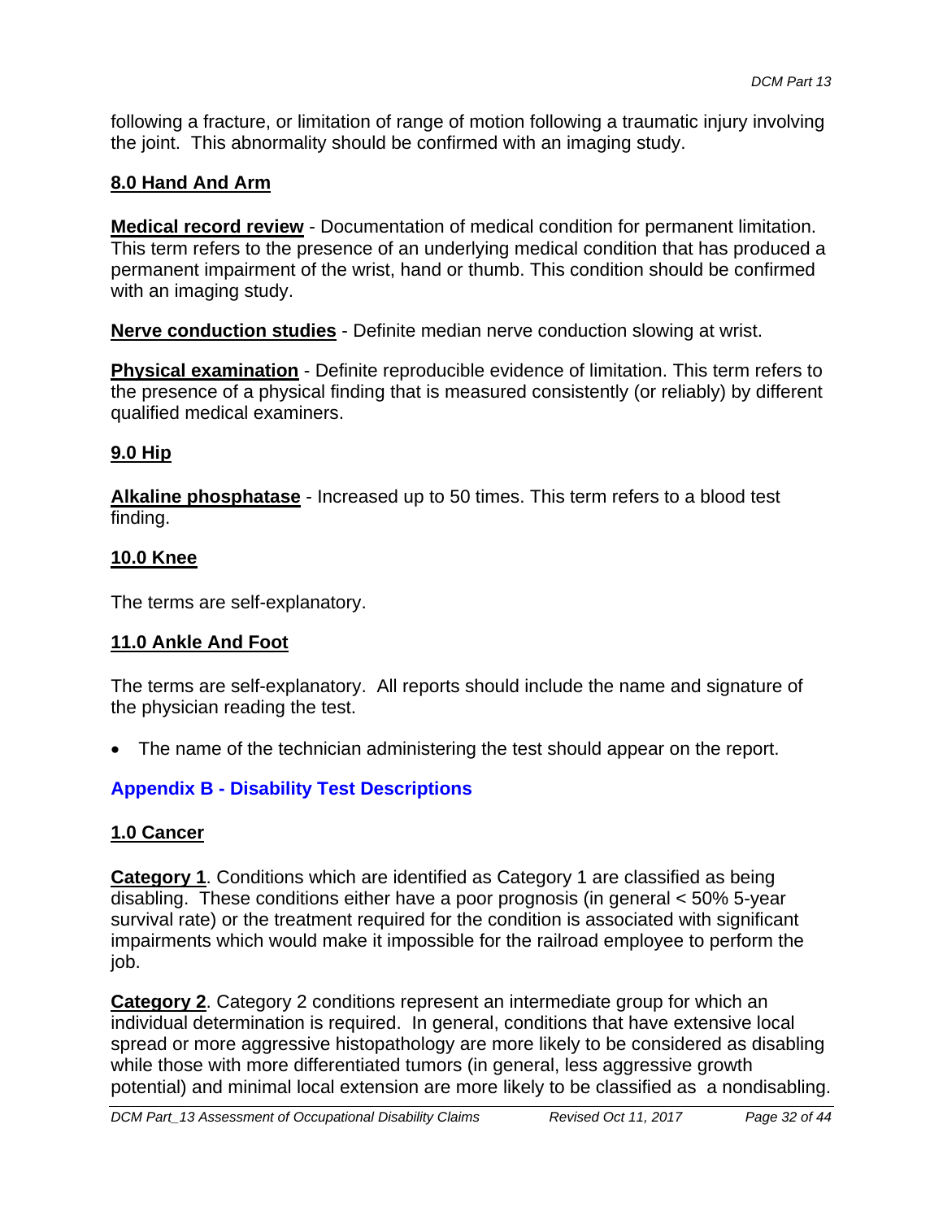following a fracture, or limitation of range of motion following a traumatic injury involving the joint. This abnormality should be confirmed with an imaging study.

### 8.0 Hand And Arm

**Medical record review** - Documentation of medical condition for permanent limitation. This term refers to the presence of an underlying medical condition that has produced a permanent impairment of the wrist, hand or thumb. This condition should be confirmed with an imaging study.

**Nerve conduction studies** - Definite median nerve conduction slowing at wrist.

**Physical examination** - Definite reproducible evidence of limitation. This term refers to the presence of a physical finding that is measured consistently (or reliably) by different qualified medical examiners.

### 9.0 Hip

**Alkaline phosphatase** - Increased up to 50 times. This term refers to a blood test finding.

### 10.0 Knee

The terms are self-explanatory.

### 11.0 Ankle And Foot

The terms are self-explanatory. All reports should include the name and signature of the physician reading the test.

- The name of the technician administering the test should appear on the report.

## Appendix B - Disability Test Descriptions

### 1.0 Cancer

**Category 1**. Conditions which are identified as Category 1 are classified as being disabling. These conditions either have a poor prognosis (in general < 50% 5-year survival rate) or the treatment required for the condition is associated with significant impairments which would make it impossible for the railroad employee to perform the job.

**Category 2**. Category 2 conditions represent an intermediate group for which an individual determination is required. In general, conditions that have extensive local spread or more aggressive histopathology are more likely to be considered as disabling while those with more differentiated tumors (in general, less aggressive growth potential) and minimal local extension are more likely to be classified as a nondisabling.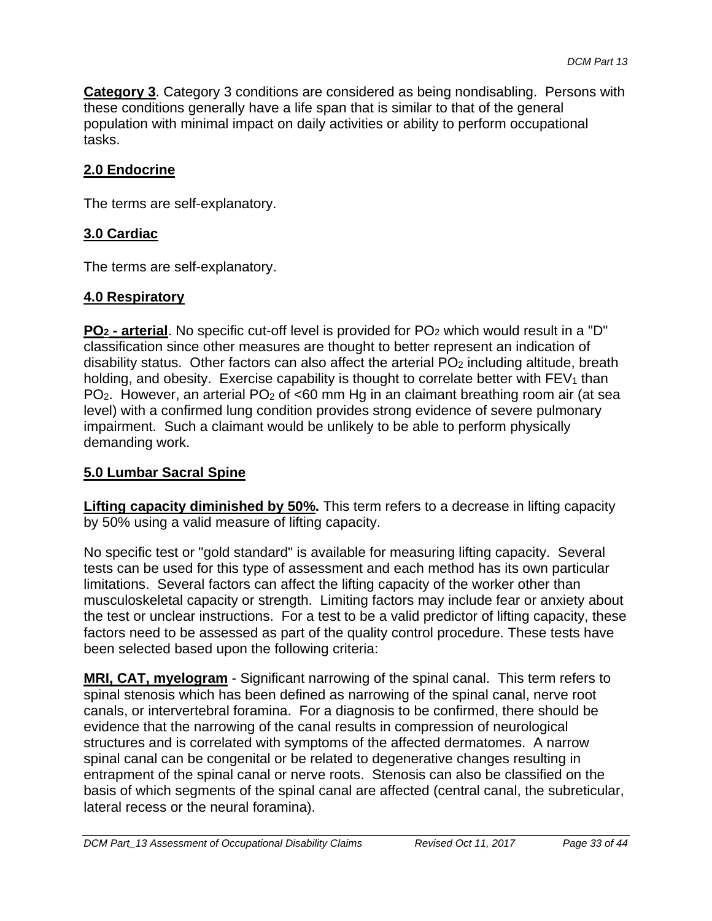**Category 3**. Category 3 conditions are considered as being nondisabling. Persons with these conditions generally have a life span that is similar to that of the general population with minimal impact on daily activities or ability to perform occupational tasks.

## 2.0 Endocrine

The terms are self-explanatory.

## 3.0 Cardiac

The terms are self-explanatory.

## 4.0 Respiratory

**$PO_2$ - arterial**. No specific cut-off level is provided for $PO_2$ which would result in a "D" classification since other measures are thought to better represent an indication of disability status. Other factors can also affect the arterial $PO_2$ including altitude, breath holding, and obesity. Exercise capability is thought to correlate better with $FEV_1$ than $PO_2$. However, an arterial $PO_2$ of <60 mm Hg in an claimant breathing room air (at sea level) with a confirmed lung condition provides strong evidence of severe pulmonary impairment. Such a claimant would be unlikely to be able to perform physically demanding work.

## 5.0 Lumbar Sacral Spine

**Lifting capacity diminished by 50%.** This term refers to a decrease in lifting capacity by 50% using a valid measure of lifting capacity.

No specific test or "gold standard" is available for measuring lifting capacity. Several tests can be used for this type of assessment and each method has its own particular limitations. Several factors can affect the lifting capacity of the worker other than musculoskeletal capacity or strength. Limiting factors may include fear or anxiety about the test or unclear instructions. For a test to be a valid predictor of lifting capacity, these factors need to be assessed as part of the quality control procedure. These tests have been selected based upon the following criteria:

**MRI, CAT, myelogram** - Significant narrowing of the spinal canal. This term refers to spinal stenosis which has been defined as narrowing of the spinal canal, nerve root canals, or intervertebral foramina. For a diagnosis to be confirmed, there should be evidence that the narrowing of the canal results in compression of neurological structures and is correlated with symptoms of the affected dermatomes. A narrow spinal canal can be congenital or be related to degenerative changes resulting in entrapment of the spinal canal or nerve roots. Stenosis can also be classified on the basis of which segments of the spinal canal are affected (central canal, the subreticular, lateral recess or the neural foramina).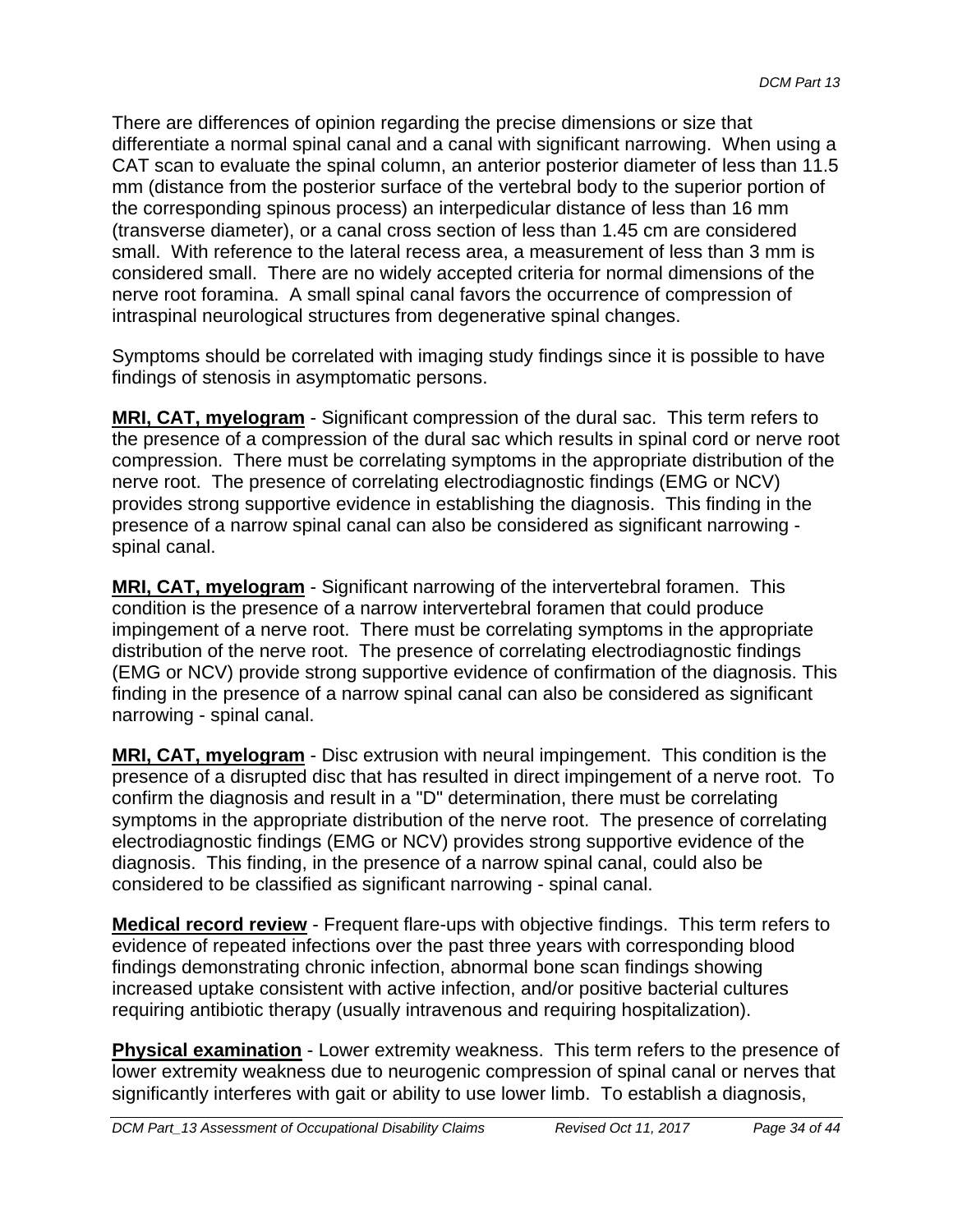There are differences of opinion regarding the precise dimensions or size that differentiate a normal spinal canal and a canal with significant narrowing. When using a CAT scan to evaluate the spinal column, an anterior posterior diameter of less than 11.5 mm (distance from the posterior surface of the vertebral body to the superior portion of the corresponding spinous process) an interpedicular distance of less than 16 mm (transverse diameter), or a canal cross section of less than 1.45 cm are considered small. With reference to the lateral recess area, a measurement of less than 3 mm is considered small. There are no widely accepted criteria for normal dimensions of the nerve root foramina. A small spinal canal favors the occurrence of compression of intraspinal neurological structures from degenerative spinal changes.

Symptoms should be correlated with imaging study findings since it is possible to have findings of stenosis in asymptomatic persons.

**MRI, CAT, myelogram** - Significant compression of the dural sac. This term refers to the presence of a compression of the dural sac which results in spinal cord or nerve root compression. There must be correlating symptoms in the appropriate distribution of the nerve root. The presence of correlating electrodiagnostic findings (EMG or NCV) provides strong supportive evidence in establishing the diagnosis. This finding in the presence of a narrow spinal canal can also be considered as significant narrowing - spinal canal.

**MRI, CAT, myelogram** - Significant narrowing of the intervertebral foramen. This condition is the presence of a narrow intervertebral foramen that could produce impingement of a nerve root. There must be correlating symptoms in the appropriate distribution of the nerve root. The presence of correlating electrodiagnostic findings (EMG or NCV) provide strong supportive evidence of confirmation of the diagnosis. This finding in the presence of a narrow spinal canal can also be considered as significant narrowing - spinal canal.

**MRI, CAT, myelogram** - Disc extrusion with neural impingement. This condition is the presence of a disrupted disc that has resulted in direct impingement of a nerve root. To confirm the diagnosis and result in a "D" determination, there must be correlating symptoms in the appropriate distribution of the nerve root. The presence of correlating electrodiagnostic findings (EMG or NCV) provides strong supportive evidence of the diagnosis. This finding, in the presence of a narrow spinal canal, could also be considered to be classified as significant narrowing - spinal canal.

**Medical record review** - Frequent flare-ups with objective findings. This term refers to evidence of repeated infections over the past three years with corresponding blood findings demonstrating chronic infection, abnormal bone scan findings showing increased uptake consistent with active infection, and/or positive bacterial cultures requiring antibiotic therapy (usually intravenous and requiring hospitalization).

**Physical examination** - Lower extremity weakness. This term refers to the presence of lower extremity weakness due to neurogenic compression of spinal canal or nerves that significantly interferes with gait or ability to use lower limb. To establish a diagnosis,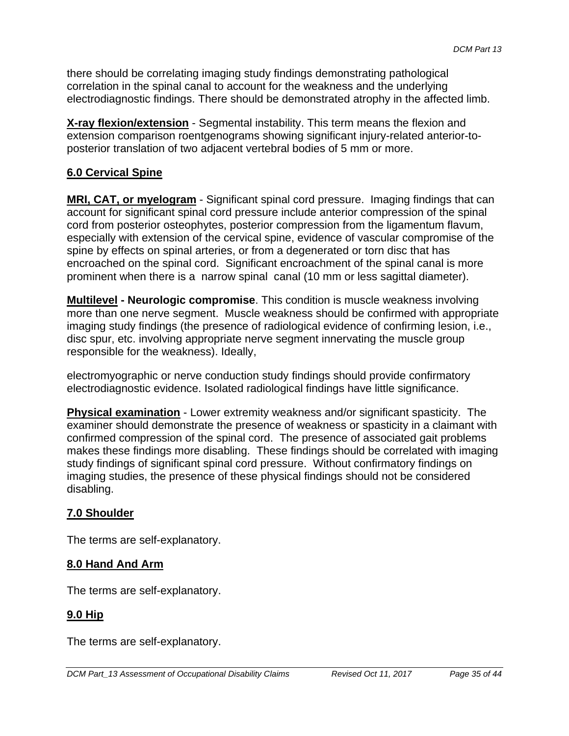there should be correlating imaging study findings demonstrating pathological correlation in the spinal canal to account for the weakness and the underlying electrodiagnostic findings. There should be demonstrated atrophy in the affected limb.

**X-ray flexion/extension** - Segmental instability. This term means the flexion and extension comparison roentgenograms showing significant injury-related anterior-to-posterior translation of two adjacent vertebral bodies of 5 mm or more.

## 6.0 Cervical Spine

**MRI, CAT, or myelogram** - Significant spinal cord pressure. Imaging findings that can account for significant spinal cord pressure include anterior compression of the spinal cord from posterior osteophytes, posterior compression from the ligamentum flavum, especially with extension of the cervical spine, evidence of vascular compromise of the spine by effects on spinal arteries, or from a degenerated or torn disc that has encroached on the spinal cord. Significant encroachment of the spinal canal is more prominent when there is a narrow spinal canal (10 mm or less sagittal diameter).

**Multilevel - Neurologic compromise**. This condition is muscle weakness involving more than one nerve segment. Muscle weakness should be confirmed with appropriate imaging study findings (the presence of radiological evidence of confirming lesion, i.e., disc spur, etc. involving appropriate nerve segment innervating the muscle group responsible for the weakness). Ideally,

electromyographic or nerve conduction study findings should provide confirmatory electrodiagnostic evidence. Isolated radiological findings have little significance.

**Physical examination** - Lower extremity weakness and/or significant spasticity. The examiner should demonstrate the presence of weakness or spasticity in a claimant with confirmed compression of the spinal cord. The presence of associated gait problems makes these findings more disabling. These findings should be correlated with imaging study findings of significant spinal cord pressure. Without confirmatory findings on imaging studies, the presence of these physical findings should not be considered disabling.

## 7.0 Shoulder

The terms are self-explanatory.

## 8.0 Hand And Arm

The terms are self-explanatory.

## 9.0 Hip

The terms are self-explanatory.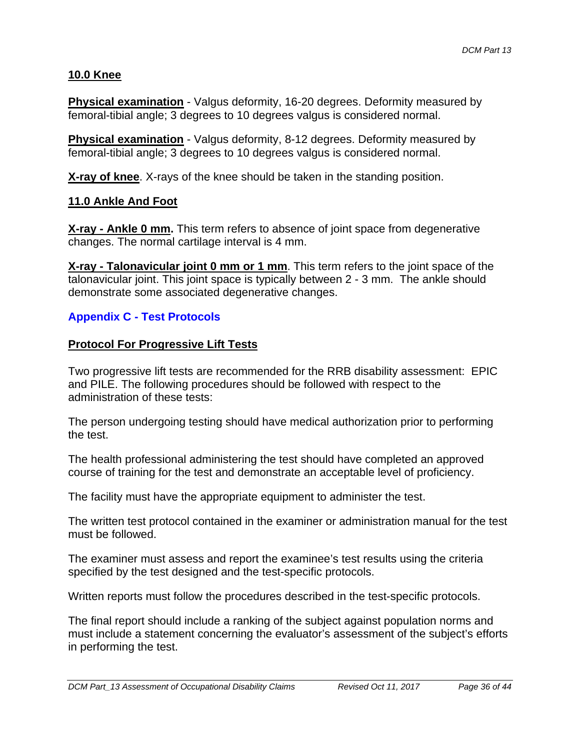## 10.0 Knee

**Physical examination** - Valgus deformity, 16-20 degrees. Deformity measured by femoral-tibial angle; 3 degrees to 10 degrees valgus is considered normal.

**Physical examination** - Valgus deformity, 8-12 degrees. Deformity measured by femoral-tibial angle; 3 degrees to 10 degrees valgus is considered normal.

**X-ray of knee**. X-rays of the knee should be taken in the standing position.

## 11.0 Ankle And Foot

**X-ray - Ankle 0 mm.** This term refers to absence of joint space from degenerative changes. The normal cartilage interval is 4 mm.

**X-ray - Talonavicular joint 0 mm or 1 mm**. This term refers to the joint space of the talonavicular joint. This joint space is typically between 2 - 3 mm. The ankle should demonstrate some associated degenerative changes.

# Appendix C - Test Protocols

## Protocol For Progressive Lift Tests

Two progressive lift tests are recommended for the RRB disability assessment: EPIC and PILE. The following procedures should be followed with respect to the administration of these tests:

The person undergoing testing should have medical authorization prior to performing the test.

The health professional administering the test should have completed an approved course of training for the test and demonstrate an acceptable level of proficiency.

The facility must have the appropriate equipment to administer the test.

The written test protocol contained in the examiner or administration manual for the test must be followed.

The examiner must assess and report the examinee's test results using the criteria specified by the test designed and the test-specific protocols.

Written reports must follow the procedures described in the test-specific protocols.

The final report should include a ranking of the subject against population norms and must include a statement concerning the evaluator's assessment of the subject's efforts in performing the test.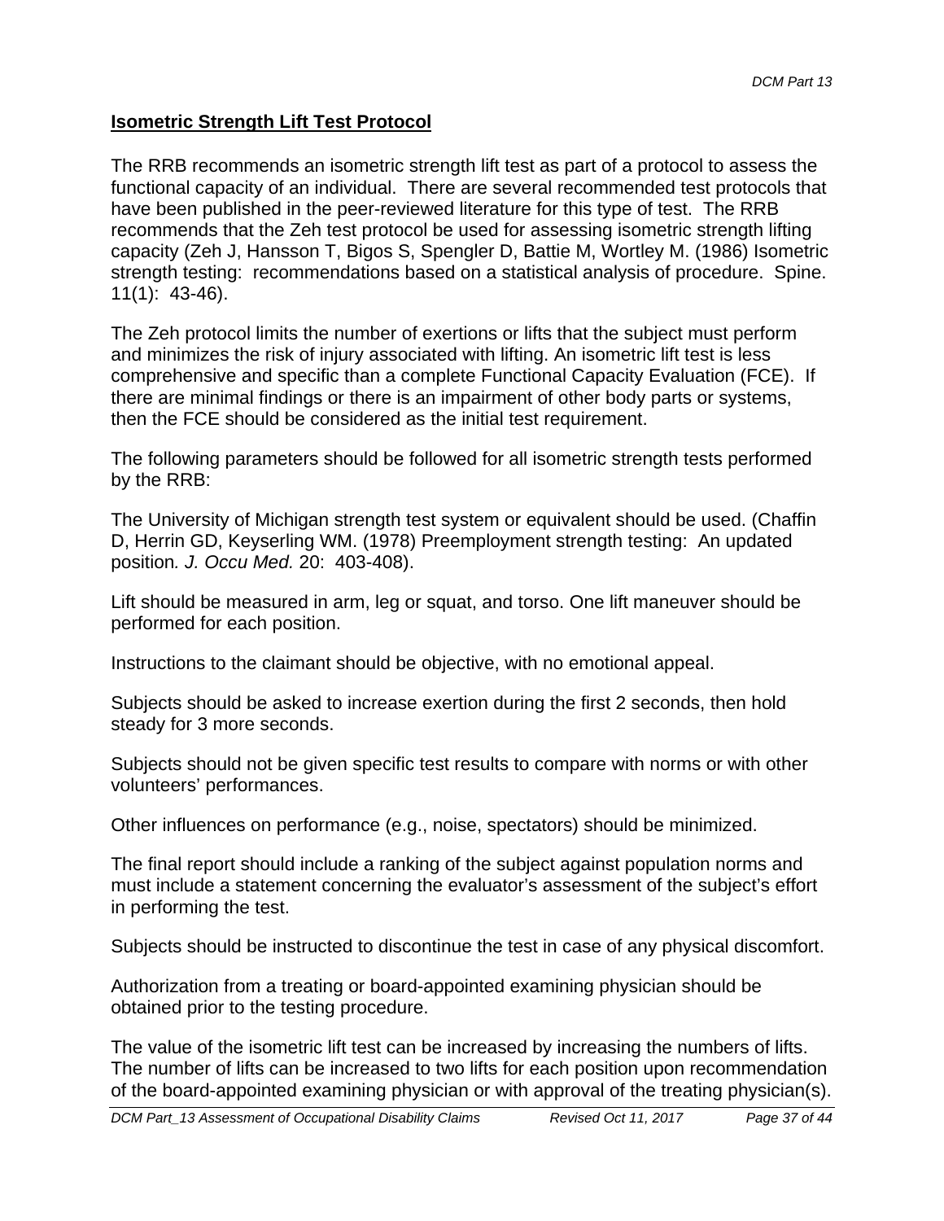## **Isometric Strength Lift Test Protocol**

The RRB recommends an isometric strength lift test as part of a protocol to assess the functional capacity of an individual. There are several recommended test protocols that have been published in the peer-reviewed literature for this type of test. The RRB recommends that the Zeh test protocol be used for assessing isometric strength lifting capacity (Zeh J, Hansson T, Bigos S, Spengler D, Battie M, Wortley M. (1986) Isometric strength testing: recommendations based on a statistical analysis of procedure. Spine. 11(1): 43-46).

The Zeh protocol limits the number of exertions or lifts that the subject must perform and minimizes the risk of injury associated with lifting. An isometric lift test is less comprehensive and specific than a complete Functional Capacity Evaluation (FCE). If there are minimal findings or there is an impairment of other body parts or systems, then the FCE should be considered as the initial test requirement.

The following parameters should be followed for all isometric strength tests performed by the RRB:

The University of Michigan strength test system or equivalent should be used. (Chaffin D, Herrin GD, Keyserling WM. (1978) Preemployment strength testing: An updated position*. J. Occu Med.* 20: 403-408).

Lift should be measured in arm, leg or squat, and torso. One lift maneuver should be performed for each position.

Instructions to the claimant should be objective, with no emotional appeal.

Subjects should be asked to increase exertion during the first 2 seconds, then hold steady for 3 more seconds.

Subjects should not be given specific test results to compare with norms or with other volunteers' performances.

Other influences on performance (e.g., noise, spectators) should be minimized.

The final report should include a ranking of the subject against population norms and must include a statement concerning the evaluator's assessment of the subject's effort in performing the test.

Subjects should be instructed to discontinue the test in case of any physical discomfort.

Authorization from a treating or board-appointed examining physician should be obtained prior to the testing procedure.

The value of the isometric lift test can be increased by increasing the numbers of lifts. The number of lifts can be increased to two lifts for each position upon recommendation of the board-appointed examining physician or with approval of the treating physician(s).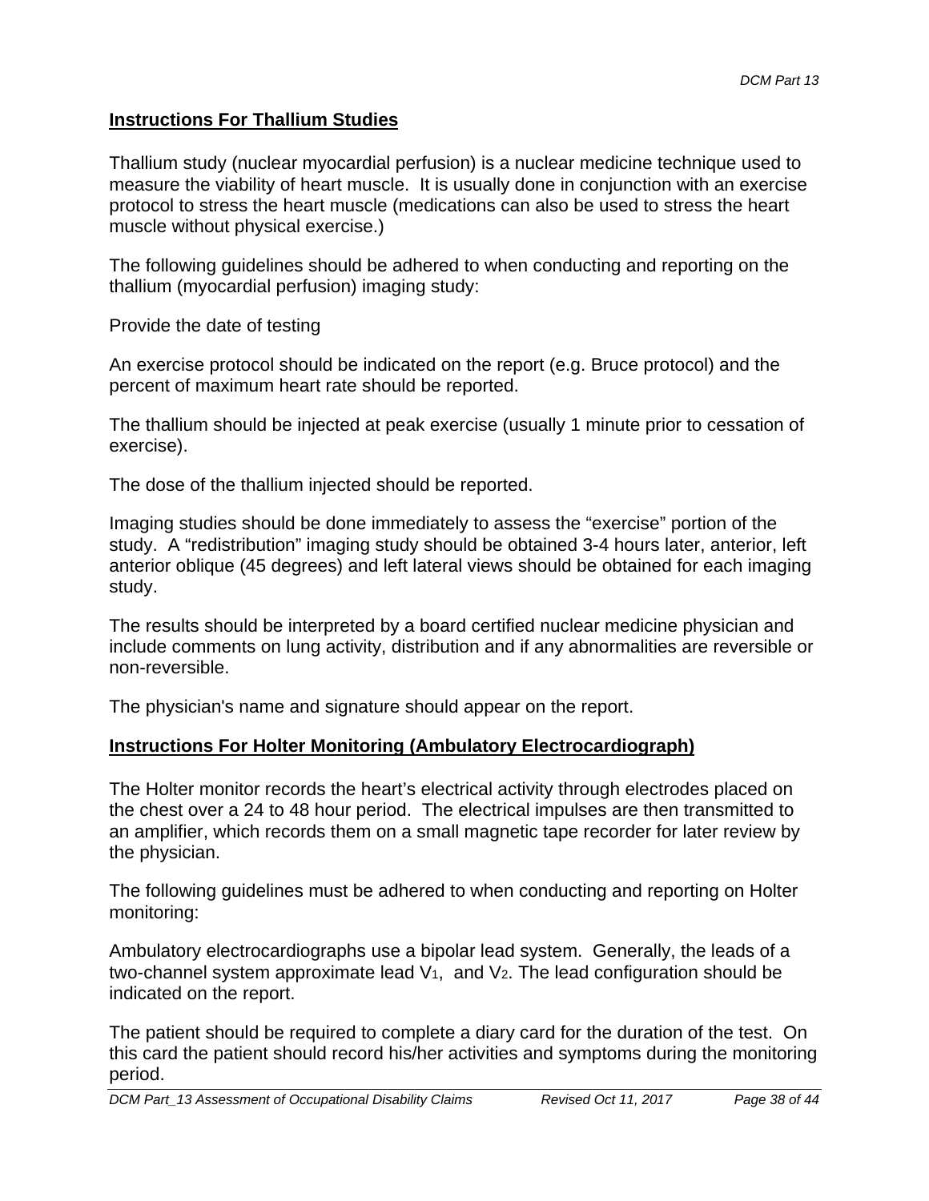## Instructions For Thallium Studies

Thallium study (nuclear myocardial perfusion) is a nuclear medicine technique used to measure the viability of heart muscle. It is usually done in conjunction with an exercise protocol to stress the heart muscle (medications can also be used to stress the heart muscle without physical exercise.)

The following guidelines should be adhered to when conducting and reporting on the thallium (myocardial perfusion) imaging study:

Provide the date of testing

An exercise protocol should be indicated on the report (e.g. Bruce protocol) and the percent of maximum heart rate should be reported.

The thallium should be injected at peak exercise (usually 1 minute prior to cessation of exercise).

The dose of the thallium injected should be reported.

Imaging studies should be done immediately to assess the "exercise" portion of the study. A "redistribution" imaging study should be obtained 3-4 hours later, anterior, left anterior oblique (45 degrees) and left lateral views should be obtained for each imaging study.

The results should be interpreted by a board certified nuclear medicine physician and include comments on lung activity, distribution and if any abnormalities are reversible or non-reversible.

The physician's name and signature should appear on the report.

## Instructions For Holter Monitoring (Ambulatory Electrocardiograph)

The Holter monitor records the heart's electrical activity through electrodes placed on the chest over a 24 to 48 hour period. The electrical impulses are then transmitted to an amplifier, which records them on a small magnetic tape recorder for later review by the physician.

The following guidelines must be adhered to when conducting and reporting on Holter monitoring:

Ambulatory electrocardiographs use a bipolar lead system. Generally, the leads of a two-channel system approximate lead $V_1$, and $V_2$. The lead configuration should be indicated on the report.

The patient should be required to complete a diary card for the duration of the test. On this card the patient should record his/her activities and symptoms during the monitoring period.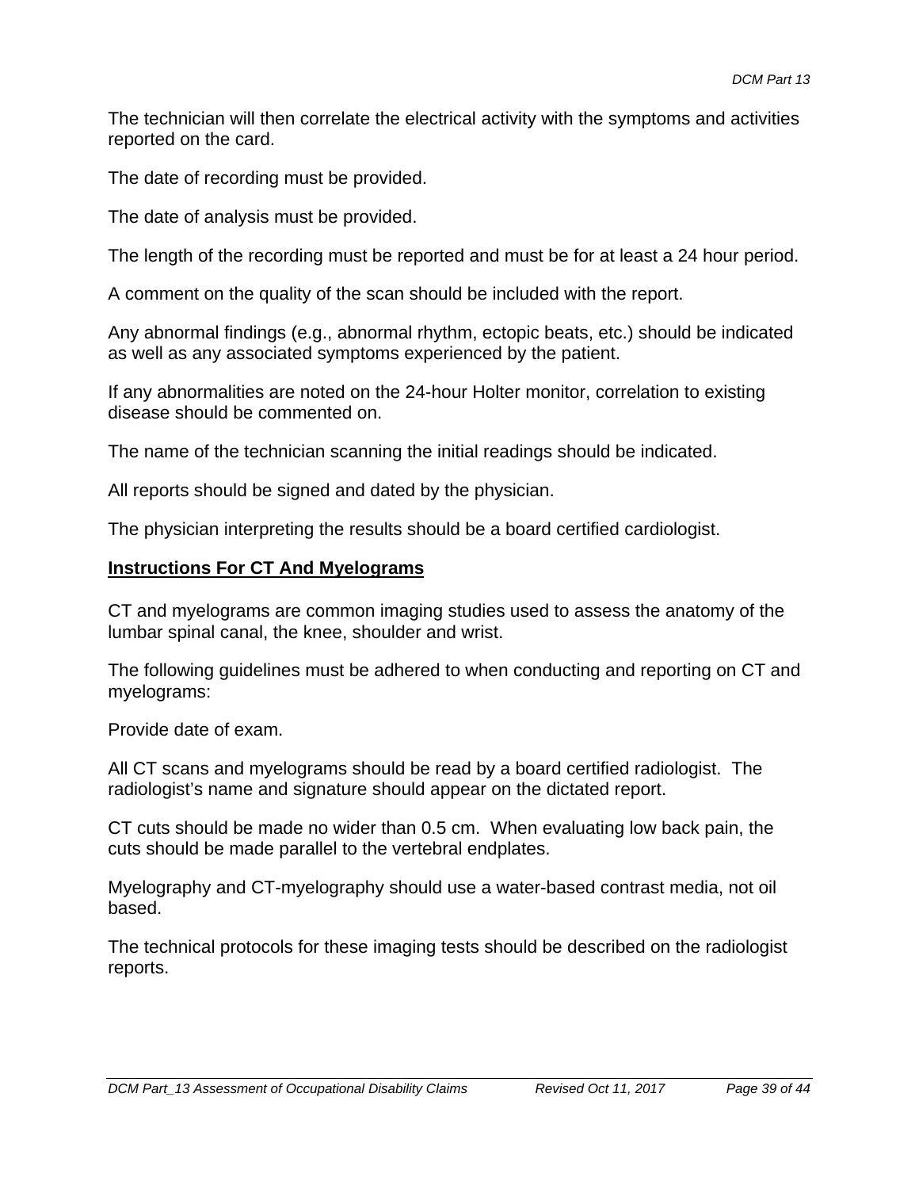The technician will then correlate the electrical activity with the symptoms and activities reported on the card.

The date of recording must be provided.

The date of analysis must be provided.

The length of the recording must be reported and must be for at least a 24 hour period.

A comment on the quality of the scan should be included with the report.

Any abnormal findings (e.g., abnormal rhythm, ectopic beats, etc.) should be indicated as well as any associated symptoms experienced by the patient.

If any abnormalities are noted on the 24-hour Holter monitor, correlation to existing disease should be commented on.

The name of the technician scanning the initial readings should be indicated.

All reports should be signed and dated by the physician.

The physician interpreting the results should be a board certified cardiologist.

## **Instructions For CT And Myelograms**

CT and myelograms are common imaging studies used to assess the anatomy of the lumbar spinal canal, the knee, shoulder and wrist.

The following guidelines must be adhered to when conducting and reporting on CT and myelograms:

Provide date of exam.

All CT scans and myelograms should be read by a board certified radiologist. The radiologist's name and signature should appear on the dictated report.

CT cuts should be made no wider than 0.5 cm. When evaluating low back pain, the cuts should be made parallel to the vertebral endplates.

Myelography and CT-myelography should use a water-based contrast media, not oil based.

The technical protocols for these imaging tests should be described on the radiologist reports.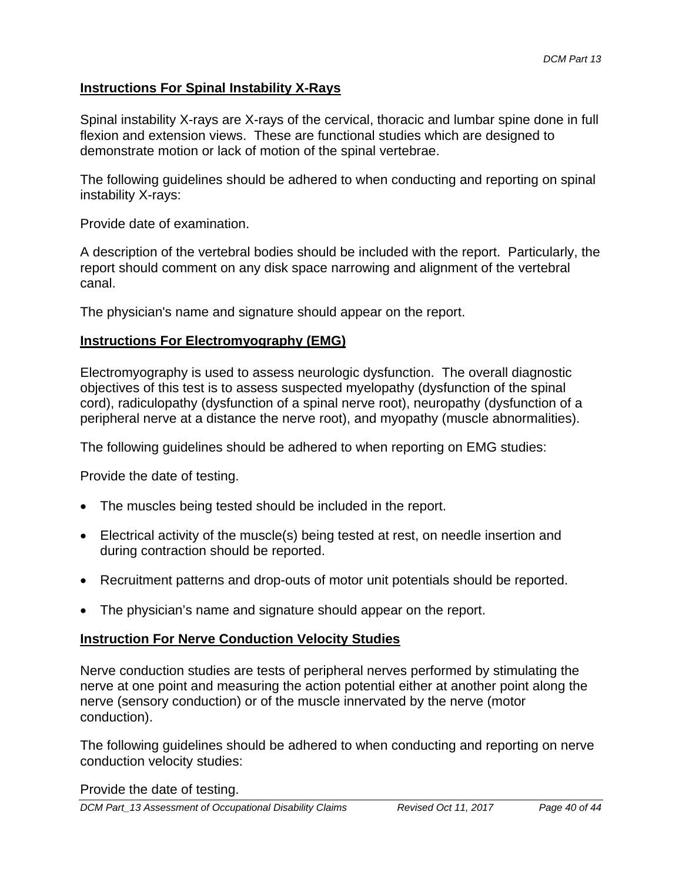## Instructions For Spinal Instability X-Rays

Spinal instability X-rays are X-rays of the cervical, thoracic and lumbar spine done in full flexion and extension views. These are functional studies which are designed to demonstrate motion or lack of motion of the spinal vertebrae.

The following guidelines should be adhered to when conducting and reporting on spinal instability X-rays:

Provide date of examination.

A description of the vertebral bodies should be included with the report. Particularly, the report should comment on any disk space narrowing and alignment of the vertebral canal.

The physician's name and signature should appear on the report.

## Instructions For Electromyography (EMG)

Electromyography is used to assess neurologic dysfunction. The overall diagnostic objectives of this test is to assess suspected myelopathy (dysfunction of the spinal cord), radiculopathy (dysfunction of a spinal nerve root), neuropathy (dysfunction of a peripheral nerve at a distance the nerve root), and myopathy (muscle abnormalities).

The following guidelines should be adhered to when reporting on EMG studies:

Provide the date of testing.

- The muscles being tested should be included in the report.
- Electrical activity of the muscle(s) being tested at rest, on needle insertion and during contraction should be reported.
- Recruitment patterns and drop-outs of motor unit potentials should be reported.
- The physician's name and signature should appear on the report.

## Instruction For Nerve Conduction Velocity Studies

Nerve conduction studies are tests of peripheral nerves performed by stimulating the nerve at one point and measuring the action potential either at another point along the nerve (sensory conduction) or of the muscle innervated by the nerve (motor conduction).

The following guidelines should be adhered to when conducting and reporting on nerve conduction velocity studies:

Provide the date of testing.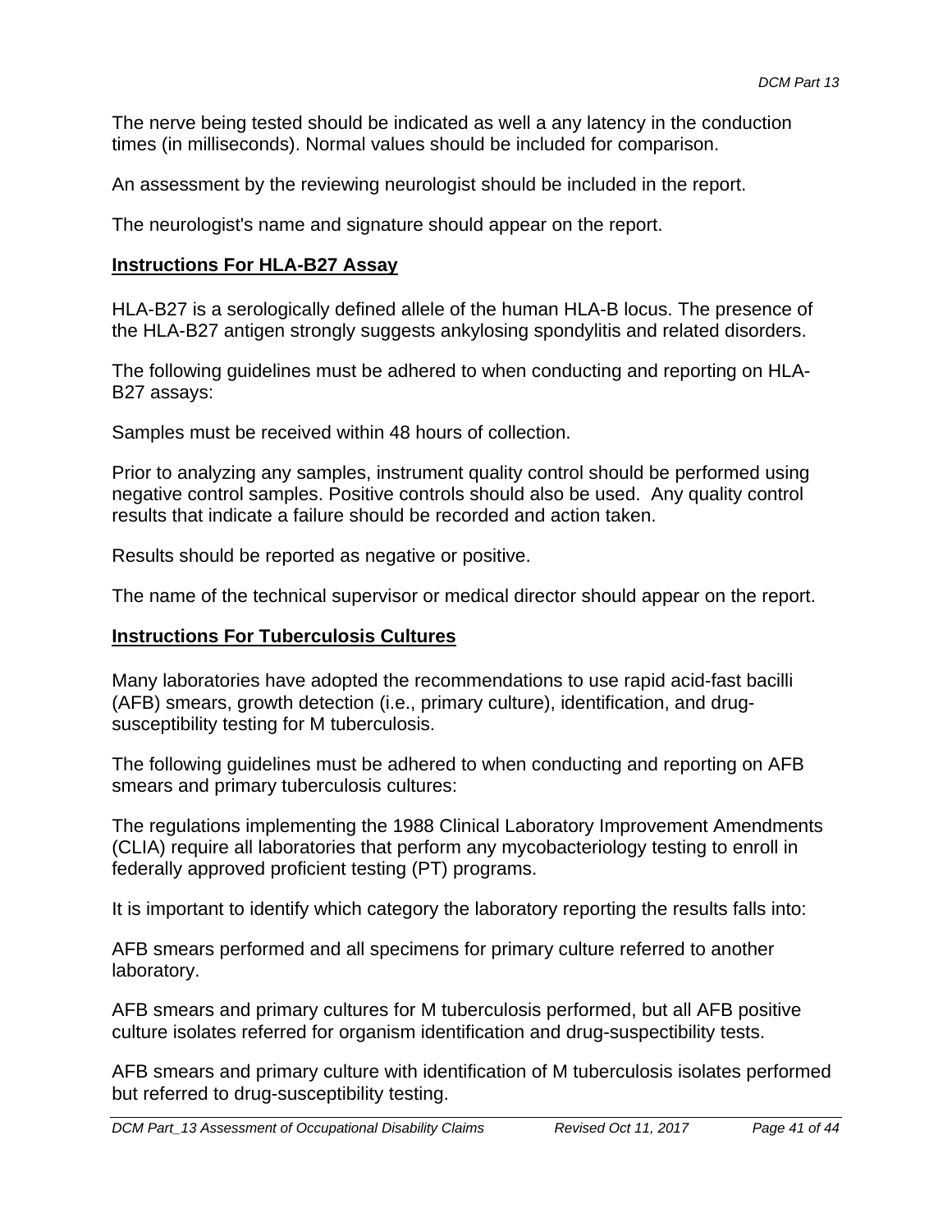The nerve being tested should be indicated as well a any latency in the conduction times (in milliseconds). Normal values should be included for comparison.

An assessment by the reviewing neurologist should be included in the report.

The neurologist's name and signature should appear on the report.

**Instructions For HLA-B27 Assay**

HLA-B27 is a serologically defined allele of the human HLA-B locus. The presence of the HLA-B27 antigen strongly suggests ankylosing spondylitis and related disorders.

The following guidelines must be adhered to when conducting and reporting on HLA-B27 assays:

Samples must be received within 48 hours of collection.

Prior to analyzing any samples, instrument quality control should be performed using negative control samples. Positive controls should also be used. Any quality control results that indicate a failure should be recorded and action taken.

Results should be reported as negative or positive.

The name of the technical supervisor or medical director should appear on the report.

**Instructions For Tuberculosis Cultures**

Many laboratories have adopted the recommendations to use rapid acid-fast bacilli (AFB) smears, growth detection (i.e., primary culture), identification, and drug-susceptibility testing for M tuberculosis.

The following guidelines must be adhered to when conducting and reporting on AFB smears and primary tuberculosis cultures:

The regulations implementing the 1988 Clinical Laboratory Improvement Amendments (CLIA) require all laboratories that perform any mycobacteriology testing to enroll in federally approved proficient testing (PT) programs.

It is important to identify which category the laboratory reporting the results falls into:

AFB smears performed and all specimens for primary culture referred to another laboratory.

AFB smears and primary cultures for M tuberculosis performed, but all AFB positive culture isolates referred for organism identification and drug-suspectibility tests.

AFB smears and primary culture with identification of M tuberculosis isolates performed but referred to drug-susceptibility testing.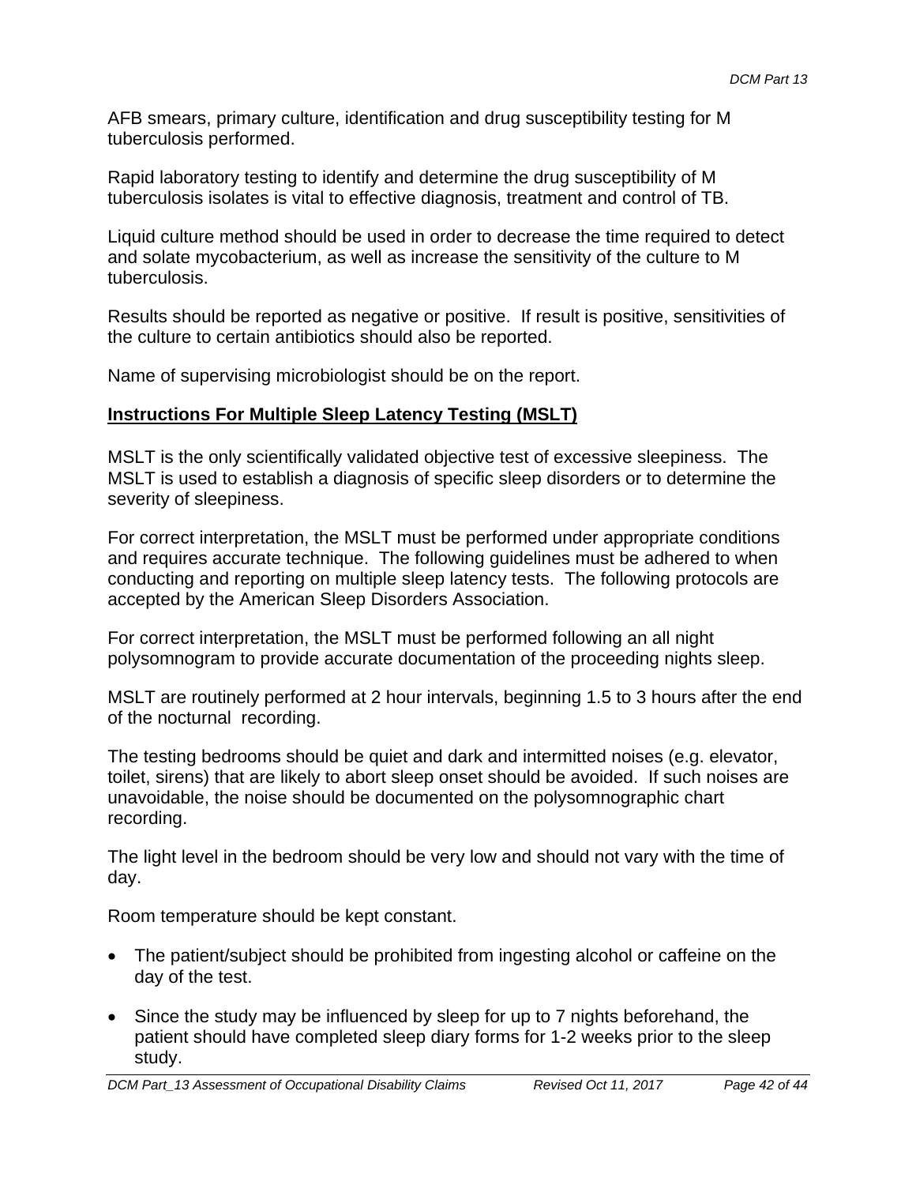AFB smears, primary culture, identification and drug susceptibility testing for M tuberculosis performed.

Rapid laboratory testing to identify and determine the drug susceptibility of M tuberculosis isolates is vital to effective diagnosis, treatment and control of TB.

Liquid culture method should be used in order to decrease the time required to detect and solate mycobacterium, as well as increase the sensitivity of the culture to M tuberculosis.

Results should be reported as negative or positive. If result is positive, sensitivities of the culture to certain antibiotics should also be reported.

Name of supervising microbiologist should be on the report.

**Instructions For Multiple Sleep Latency Testing (MSLT)**

MSLT is the only scientifically validated objective test of excessive sleepiness. The MSLT is used to establish a diagnosis of specific sleep disorders or to determine the severity of sleepiness.

For correct interpretation, the MSLT must be performed under appropriate conditions and requires accurate technique. The following guidelines must be adhered to when conducting and reporting on multiple sleep latency tests. The following protocols are accepted by the American Sleep Disorders Association.

For correct interpretation, the MSLT must be performed following an all night polysomnogram to provide accurate documentation of the proceeding nights sleep.

MSLT are routinely performed at 2 hour intervals, beginning 1.5 to 3 hours after the end of the nocturnal recording.

The testing bedrooms should be quiet and dark and intermitted noises (e.g. elevator, toilet, sirens) that are likely to abort sleep onset should be avoided. If such noises are unavoidable, the noise should be documented on the polysomnographic chart recording.

The light level in the bedroom should be very low and should not vary with the time of day.

Room temperature should be kept constant.

- The patient/subject should be prohibited from ingesting alcohol or caffeine on the day of the test.
- Since the study may be influenced by sleep for up to 7 nights beforehand, the patient should have completed sleep diary forms for 1-2 weeks prior to the sleep study.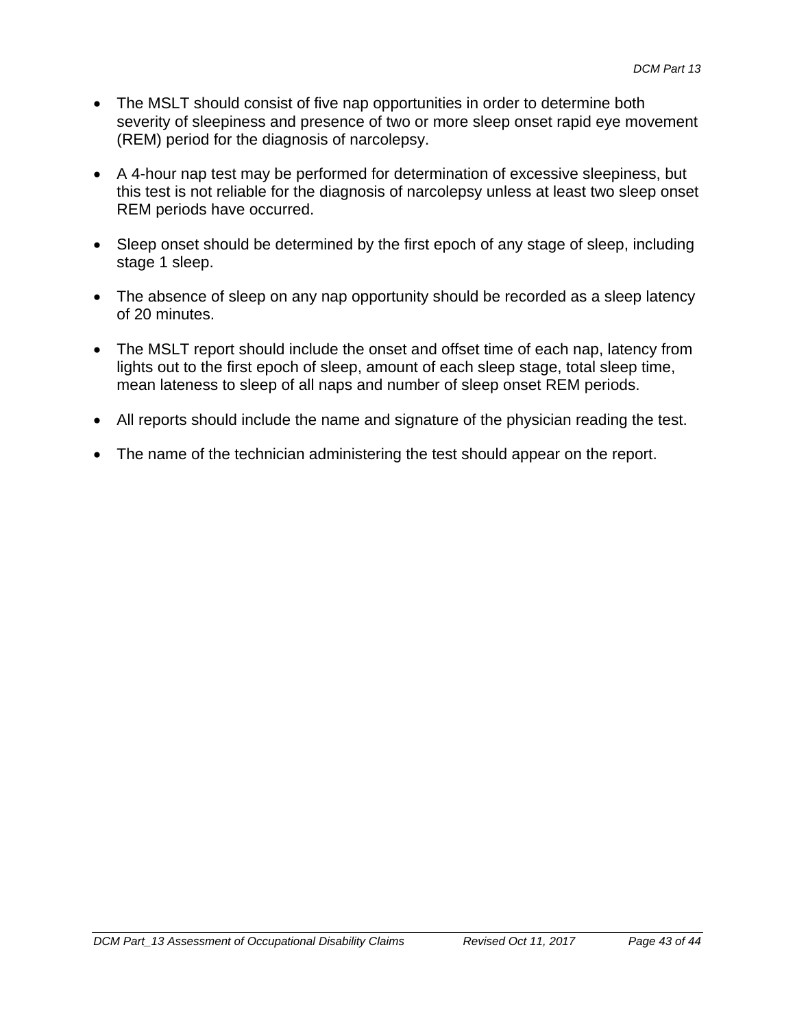- The MSLT should consist of five nap opportunities in order to determine both severity of sleepiness and presence of two or more sleep onset rapid eye movement (REM) period for the diagnosis of narcolepsy.

- A 4-hour nap test may be performed for determination of excessive sleepiness, but this test is not reliable for the diagnosis of narcolepsy unless at least two sleep onset REM periods have occurred.

- Sleep onset should be determined by the first epoch of any stage of sleep, including stage 1 sleep.

- The absence of sleep on any nap opportunity should be recorded as a sleep latency of 20 minutes.

- The MSLT report should include the onset and offset time of each nap, latency from lights out to the first epoch of sleep, amount of each sleep stage, total sleep time, mean lateness to sleep of all naps and number of sleep onset REM periods.

- All reports should include the name and signature of the physician reading the test.

- The name of the technician administering the test should appear on the report.